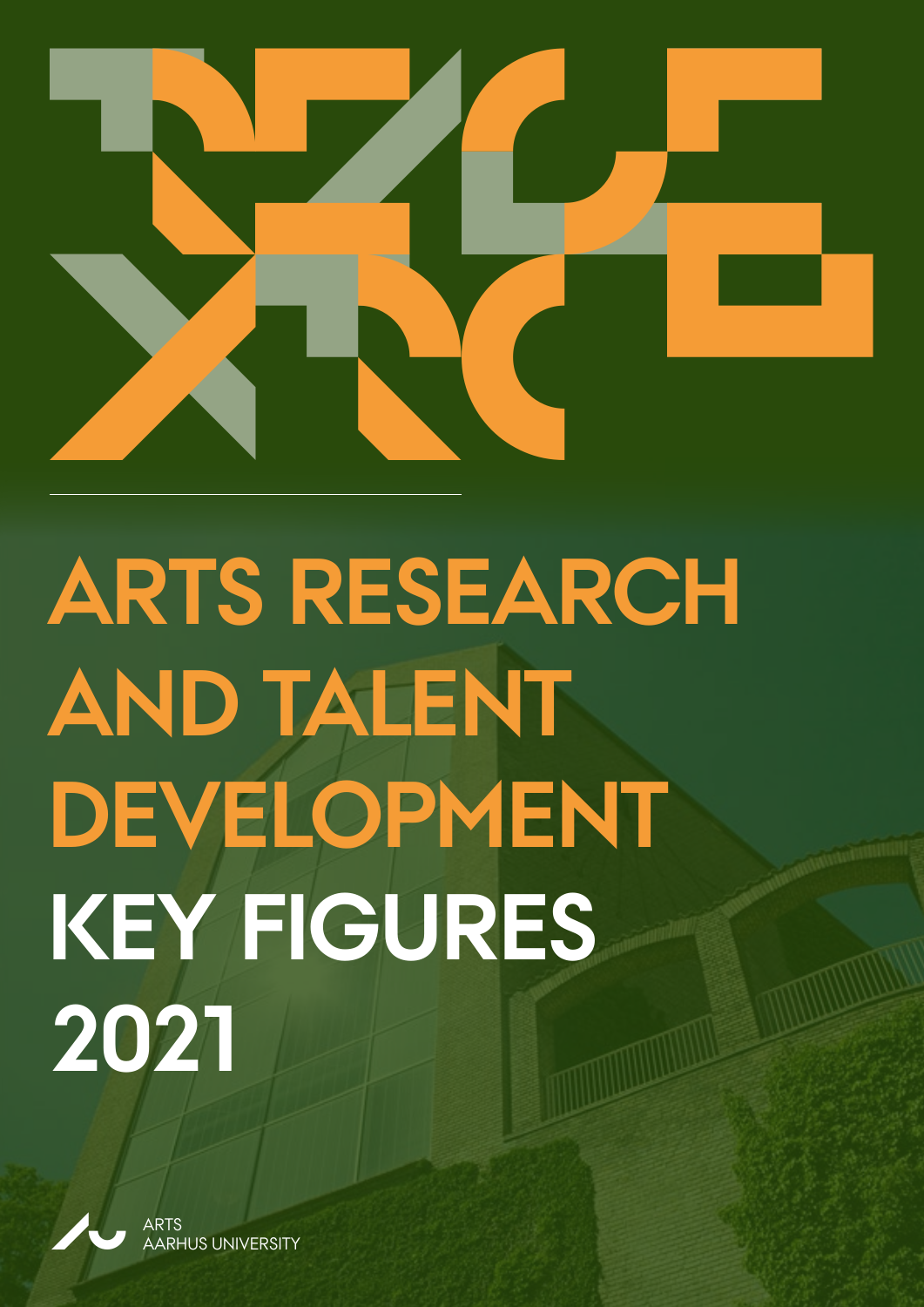# ARTS RESEARCH AND TALENT DEVELOPMENT

# KEY FIGURES 2021

ARTS
AARHUS UNIVERSITY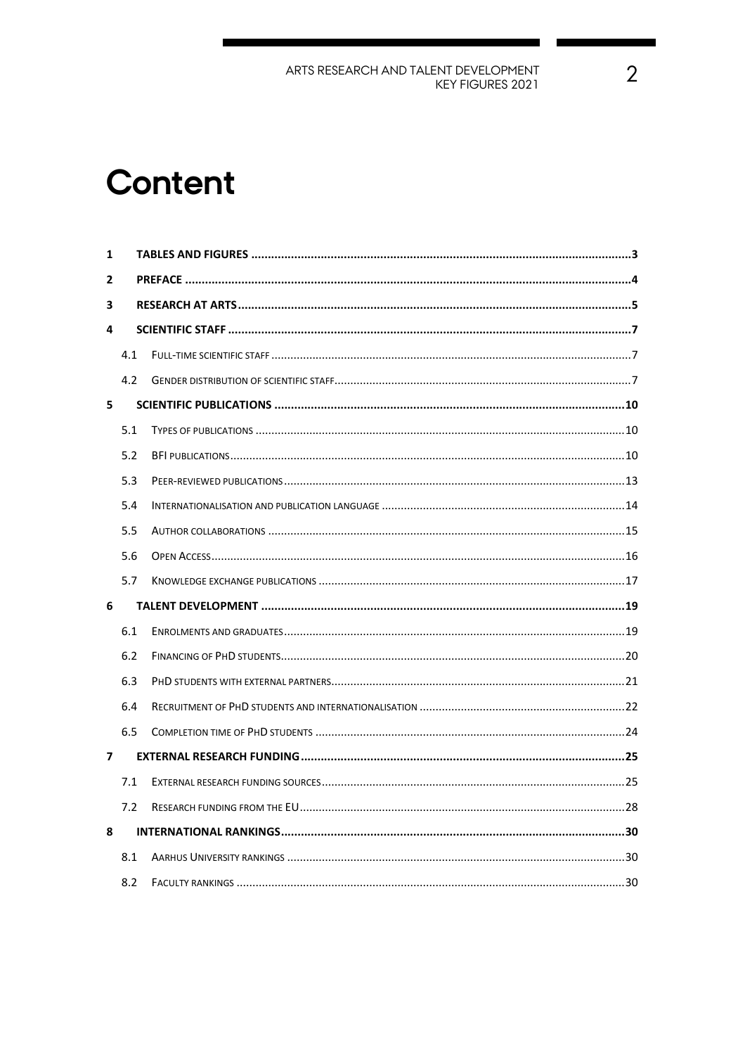# Content

1 TABLES AND FIGURES ........ 3
2 PREFACE ........ 4
3 RESEARCH AT ARTS ........ 5
4 SCIENTIFIC STAFF ........ 7
  4.1 FULL-TIME SCIENTIFIC STAFF ........ 7
  4.2 GENDER DISTRIBUTION OF SCIENTIFIC STAFF ........ 7
5 SCIENTIFIC PUBLICATIONS ........ 10
  5.1 TYPES OF PUBLICATIONS ........ 10
  5.2 BFI PUBLICATIONS ........ 10
  5.3 PEER-REVIEWED PUBLICATIONS ........ 13
  5.4 INTERNATIONALISATION AND PUBLICATION LANGUAGE ........ 14
  5.5 AUTHOR COLLABORATIONS ........ 15
  5.6 OPEN ACCESS ........ 16
  5.7 KNOWLEDGE EXCHANGE PUBLICATIONS ........ 17
6 TALENT DEVELOPMENT ........ 19
  6.1 ENROLMENTS AND GRADUATES ........ 19
  6.2 FINANCING OF PHD STUDENTS ........ 20
  6.3 PHD STUDENTS WITH EXTERNAL PARTNERS ........ 21
  6.4 RECRUITMENT OF PHD STUDENTS AND INTERNATIONALISATION ........ 22
  6.5 COMPLETION TIME OF PHD STUDENTS ........ 24
7 EXTERNAL RESEARCH FUNDING ........ 25
  7.1 EXTERNAL RESEARCH FUNDING SOURCES ........ 25
  7.2 RESEARCH FUNDING FROM THE EU ........ 28
8 INTERNATIONAL RANKINGS ........ 30
  8.1 AARHUS UNIVERSITY RANKINGS ........ 30
  8.2 FACULTY RANKINGS ........ 30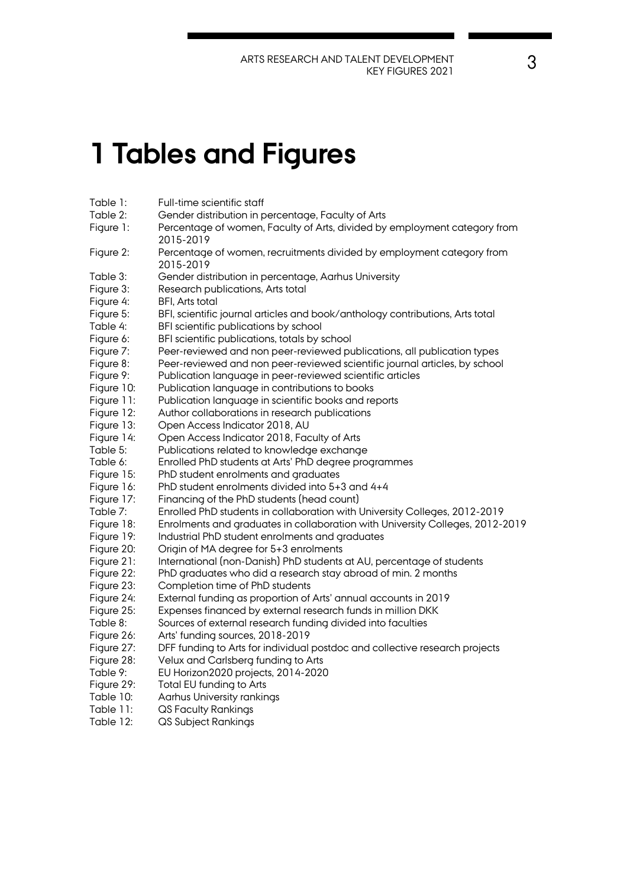# 1 Tables and Figures

| | |
|---|---|
| Table 1: | Full-time scientific staff |
| Table 2: | Gender distribution in percentage, Faculty of Arts |
| Figure 1: | Percentage of women, Faculty of Arts, divided by employment category from 2015-2019 |
| Figure 2: | Percentage of women, recruitments divided by employment category from 2015-2019 |
| Table 3: | Gender distribution in percentage, Aarhus University |
| Figure 3: | Research publications, Arts total |
| Figure 4: | BFI, Arts total |
| Figure 5: | BFI, scientific journal articles and book/anthology contributions, Arts total |
| Table 4: | BFI scientific publications by school |
| Figure 6: | BFI scientific publications, totals by school |
| Figure 7: | Peer-reviewed and non peer-reviewed publications, all publication types |
| Figure 8: | Peer-reviewed and non peer-reviewed scientific journal articles, by school |
| Figure 9: | Publication language in peer-reviewed scientific articles |
| Figure 10: | Publication language in contributions to books |
| Figure 11: | Publication language in scientific books and reports |
| Figure 12: | Author collaborations in research publications |
| Figure 13: | Open Access Indicator 2018, AU |
| Figure 14: | Open Access Indicator 2018, Faculty of Arts |
| Table 5: | Publications related to knowledge exchange |
| Table 6: | Enrolled PhD students at Arts' PhD degree programmes |
| Figure 15: | PhD student enrolments and graduates |
| Figure 16: | PhD student enrolments divided into 5+3 and 4+4 |
| Figure 17: | Financing of the PhD students (head count) |
| Table 7: | Enrolled PhD students in collaboration with University Colleges, 2012-2019 |
| Figure 18: | Enrolments and graduates in collaboration with University Colleges, 2012-2019 |
| Figure 19: | Industrial PhD student enrolments and graduates |
| Figure 20: | Origin of MA degree for 5+3 enrolments |
| Figure 21: | International (non-Danish) PhD students at AU, percentage of students |
| Figure 22: | PhD graduates who did a research stay abroad of min. 2 months |
| Figure 23: | Completion time of PhD students |
| Figure 24: | External funding as proportion of Arts' annual accounts in 2019 |
| Figure 25: | Expenses financed by external research funds in million DKK |
| Table 8: | Sources of external research funding divided into faculties |
| Figure 26: | Arts' funding sources, 2018-2019 |
| Figure 27: | DFF funding to Arts for individual postdoc and collective research projects |
| Figure 28: | Velux and Carlsberg funding to Arts |
| Table 9: | EU Horizon2020 projects, 2014-2020 |
| Figure 29: | Total EU funding to Arts |
| Table 10: | Aarhus University rankings |
| Table 11: | QS Faculty Rankings |
| Table 12: | QS Subject Rankings |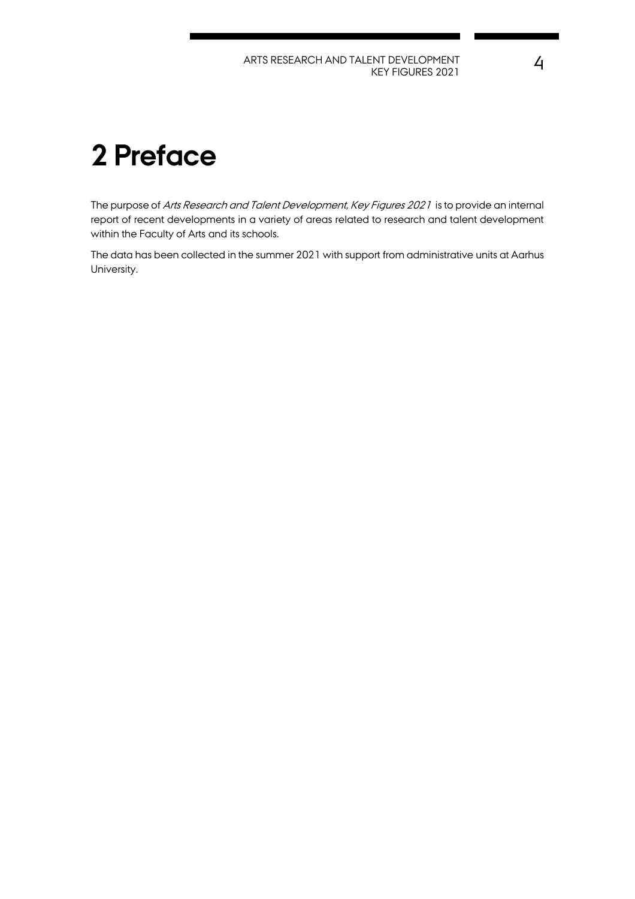# 2 Preface

The purpose of *Arts Research and Talent Development, Key Figures 2021* is to provide an internal report of recent developments in a variety of areas related to research and talent development within the Faculty of Arts and its schools.

The data has been collected in the summer 2021 with support from administrative units at Aarhus University.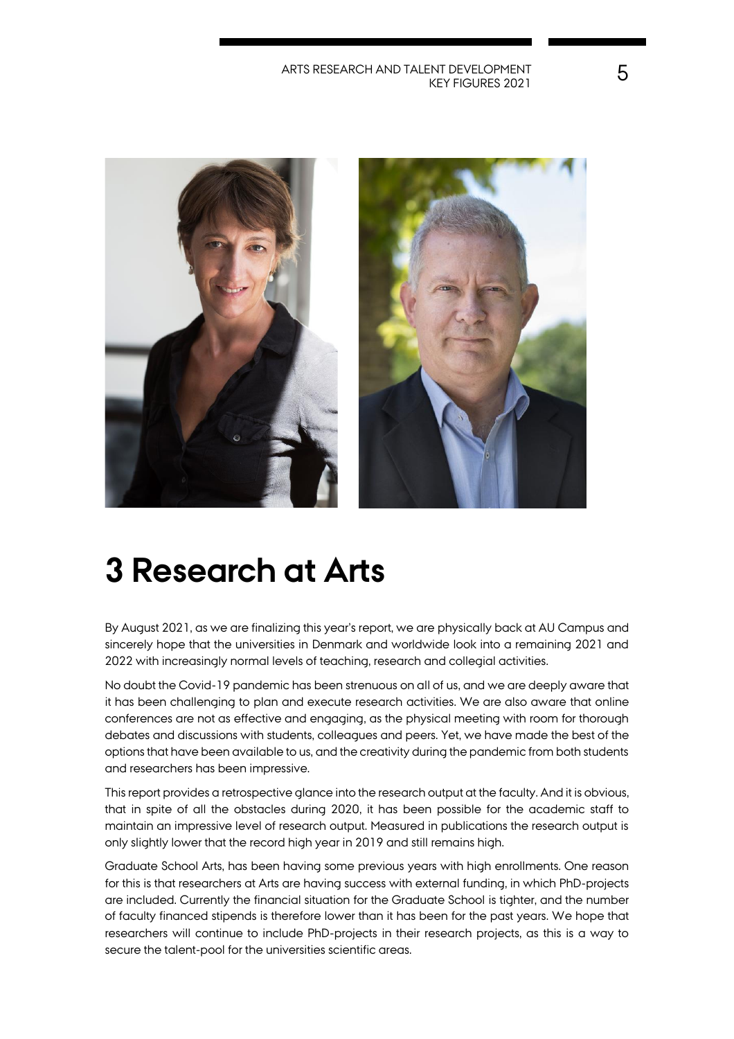# 3 Research at Arts

By August 2021, as we are finalizing this year's report, we are physically back at AU Campus and sincerely hope that the universities in Denmark and worldwide look into a remaining 2021 and 2022 with increasingly normal levels of teaching, research and collegial activities.

No doubt the Covid-19 pandemic has been strenuous on all of us, and we are deeply aware that it has been challenging to plan and execute research activities. We are also aware that online conferences are not as effective and engaging, as the physical meeting with room for thorough debates and discussions with students, colleagues and peers. Yet, we have made the best of the options that have been available to us, and the creativity during the pandemic from both students and researchers has been impressive.

This report provides a retrospective glance into the research output at the faculty. And it is obvious, that in spite of all the obstacles during 2020, it has been possible for the academic staff to maintain an impressive level of research output. Measured in publications the research output is only slightly lower that the record high year in 2019 and still remains high.

Graduate School Arts, has been having some previous years with high enrollments. One reason for this is that researchers at Arts are having success with external funding, in which PhD-projects are included. Currently the financial situation for the Graduate School is tighter, and the number of faculty financed stipends is therefore lower than it has been for the past years. We hope that researchers will continue to include PhD-projects in their research projects, as this is a way to secure the talent-pool for the universities scientific areas.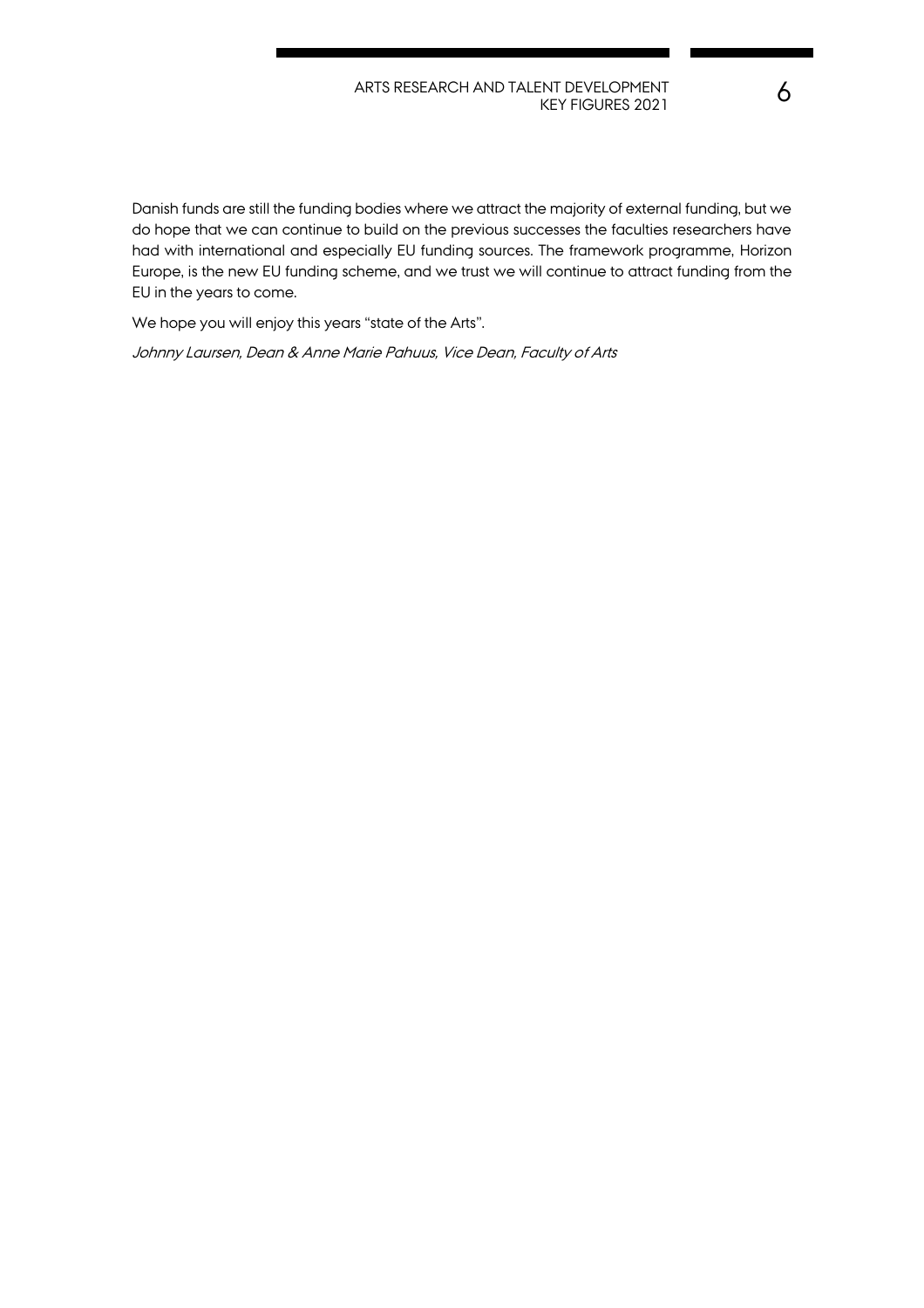Danish funds are still the funding bodies where we attract the majority of external funding, but we do hope that we can continue to build on the previous successes the faculties researchers have had with international and especially EU funding sources. The framework programme, Horizon Europe, is the new EU funding scheme, and we trust we will continue to attract funding from the EU in the years to come.

We hope you will enjoy this years "state of the Arts".

*Johnny Laursen, Dean & Anne Marie Pahuus, Vice Dean, Faculty of Arts*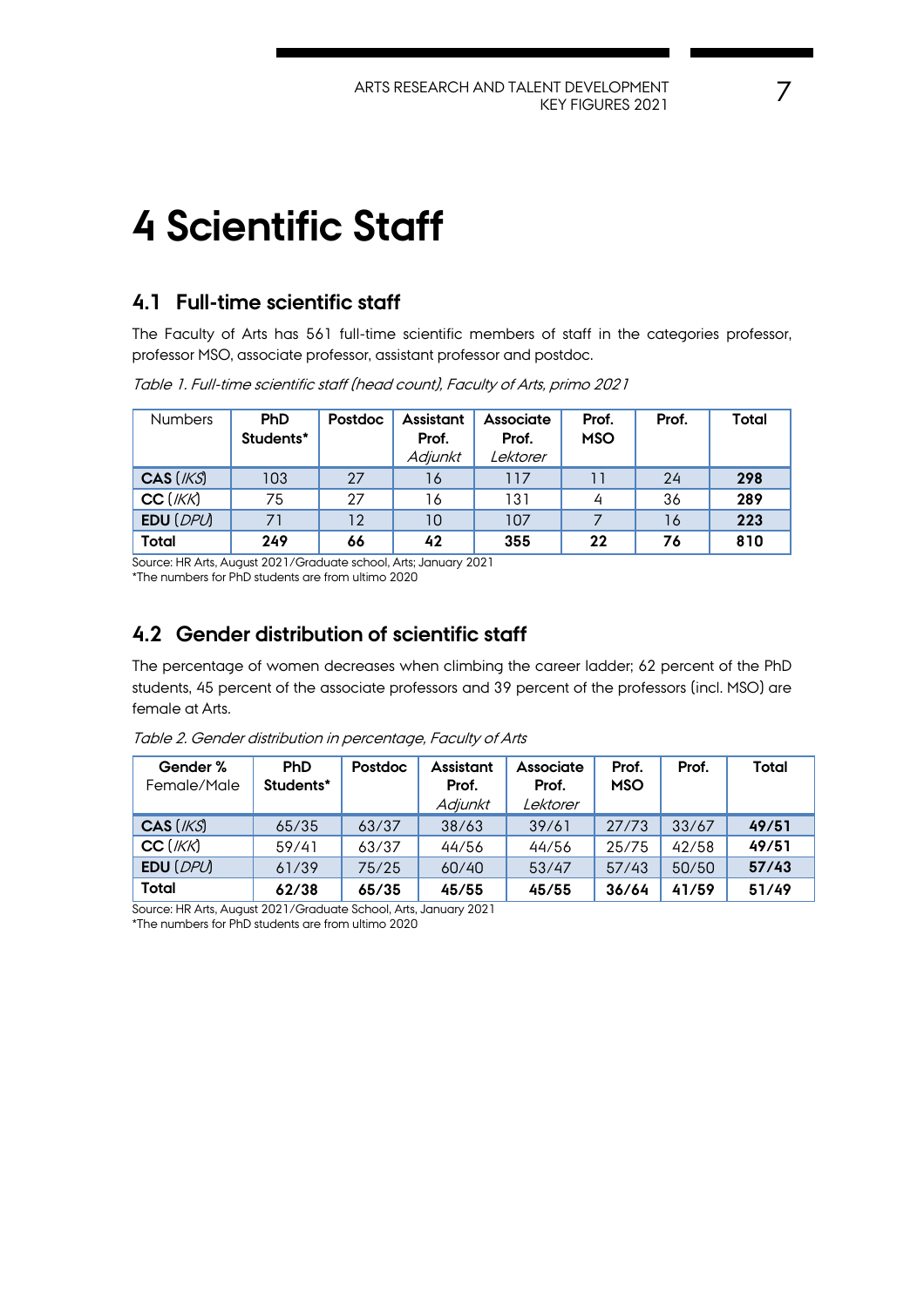# 4 Scientific Staff

## 4.1 Full-time scientific staff

The Faculty of Arts has 561 full-time scientific members of staff in the categories professor, professor MSO, associate professor, assistant professor and postdoc.

*Table 1. Full-time scientific staff (head count), Faculty of Arts, primo 2021*

| Numbers | PhD Students* | Postdoc | Assistant Prof. *Adjunkt* | Associate Prof. *Lektorer* | Prof. MSO | Prof. | Total |
|---|---|---|---|---|---|---|---|
| **CAS** (*IKS*) | 103 | 27 | 16 | 117 | 11 | 24 | **298** |
| **CC** (*IKK*) | 75 | 27 | 16 | 131 | 4 | 36 | **289** |
| **EDU** (*DPU*) | 71 | 12 | 10 | 107 | 7 | 16 | **223** |
| **Total** | **249** | **66** | **42** | **355** | **22** | **76** | **810** |

Source: HR Arts, August 2021/Graduate school, Arts; January 2021
*The numbers for PhD students are from ultimo 2020

## 4.2 Gender distribution of scientific staff

The percentage of women decreases when climbing the career ladder; 62 percent of the PhD students, 45 percent of the associate professors and 39 percent of the professors (incl. MSO) are female at Arts.

*Table 2. Gender distribution in percentage, Faculty of Arts*

| Gender % Female/Male | PhD Students* | Postdoc | Assistant Prof. *Adjunkt* | Associate Prof. *Lektorer* | Prof. MSO | Prof. | Total |
|---|---|---|---|---|---|---|---|
| **CAS** (*IKS*) | 65/35 | 63/37 | 38/63 | 39/61 | 27/73 | 33/67 | **49/51** |
| **CC** (*IKK*) | 59/41 | 63/37 | 44/56 | 44/56 | 25/75 | 42/58 | **49/51** |
| **EDU** (*DPU*) | 61/39 | 75/25 | 60/40 | 53/47 | 57/43 | 50/50 | **57/43** |
| **Total** | **62/38** | **65/35** | **45/55** | **45/55** | **36/64** | **41/59** | **51/49** |

Source: HR Arts, August 2021/Graduate School, Arts, January 2021
*The numbers for PhD students are from ultimo 2020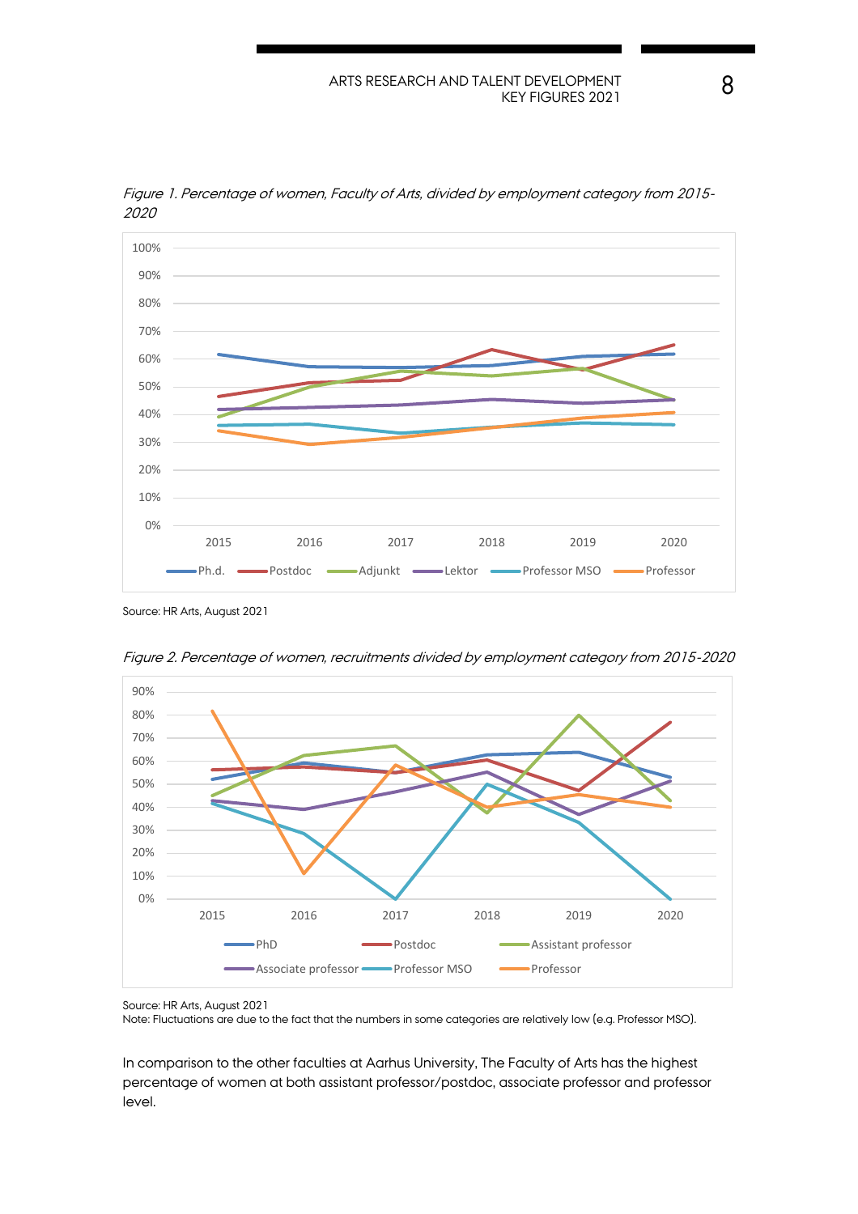*Figure 1. Percentage of women, Faculty of Arts, divided by employment category from 2015-2020*

Source: HR Arts, August 2021

*Figure 2. Percentage of women, recruitments divided by employment category from 2015-2020*

Source: HR Arts, August 2021
Note: Fluctuations are due to the fact that the numbers in some categories are relatively low (e.g. Professor MSO).

In comparison to the other faculties at Aarhus University, The Faculty of Arts has the highest percentage of women at both assistant professor/postdoc, associate professor and professor level.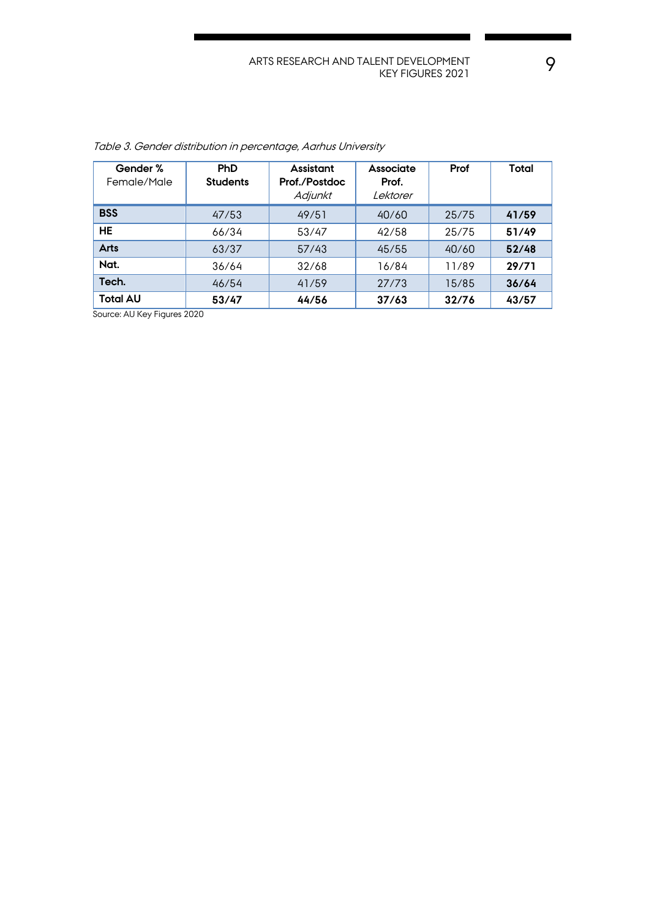*Table 3. Gender distribution in percentage, Aarhus University*

| Gender % Female/Male | PhD Students | Assistant Prof./Postdoc *Adjunkt* | Associate Prof. *Lektorer* | Prof | Total |
|---|---|---|---|---|---|
| **BSS** | 47/53 | 49/51 | 40/60 | 25/75 | **41/59** |
| **HE** | 66/34 | 53/47 | 42/58 | 25/75 | **51/49** |
| **Arts** | 63/37 | 57/43 | 45/55 | 40/60 | **52/48** |
| **Nat.** | 36/64 | 32/68 | 16/84 | 11/89 | **29/71** |
| **Tech.** | 46/54 | 41/59 | 27/73 | 15/85 | **36/64** |
| **Total AU** | **53/47** | **44/56** | **37/63** | **32/76** | **43/57** |

Source: AU Key Figures 2020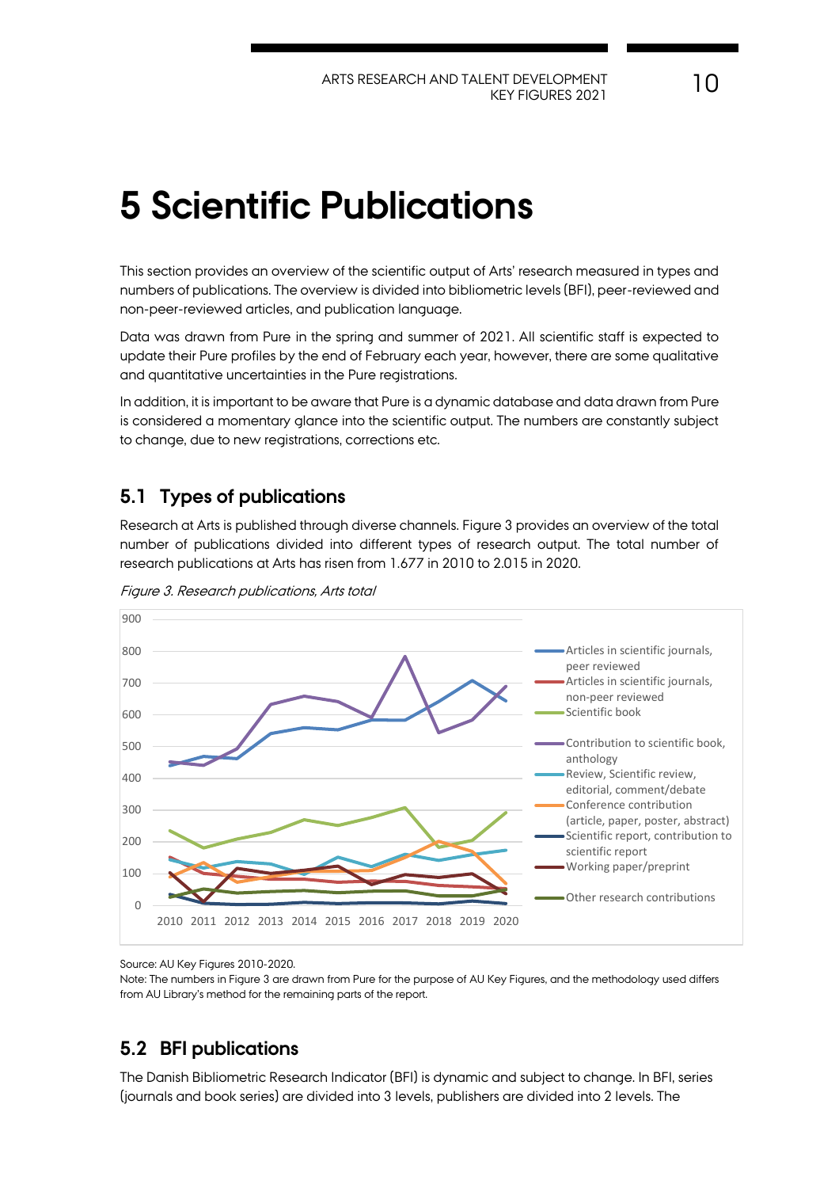# 5 Scientific Publications

This section provides an overview of the scientific output of Arts' research measured in types and numbers of publications. The overview is divided into bibliometric levels (BFI), peer-reviewed and non-peer-reviewed articles, and publication language.

Data was drawn from Pure in the spring and summer of 2021. All scientific staff is expected to update their Pure profiles by the end of February each year, however, there are some qualitative and quantitative uncertainties in the Pure registrations.

In addition, it is important to be aware that Pure is a dynamic database and data drawn from Pure is considered a momentary glance into the scientific output. The numbers are constantly subject to change, due to new registrations, corrections etc.

## 5.1 Types of publications

Research at Arts is published through diverse channels. Figure 3 provides an overview of the total number of publications divided into different types of research output. The total number of research publications at Arts has risen from 1.677 in 2010 to 2.015 in 2020.

*Figure 3. Research publications, Arts total*

Source: AU Key Figures 2010-2020.

Note: The numbers in Figure 3 are drawn from Pure for the purpose of AU Key Figures, and the methodology used differs from AU Library's method for the remaining parts of the report.

## 5.2 BFI publications

The Danish Bibliometric Research Indicator (BFI) is dynamic and subject to change. In BFI, series (journals and book series) are divided into 3 levels, publishers are divided into 2 levels. The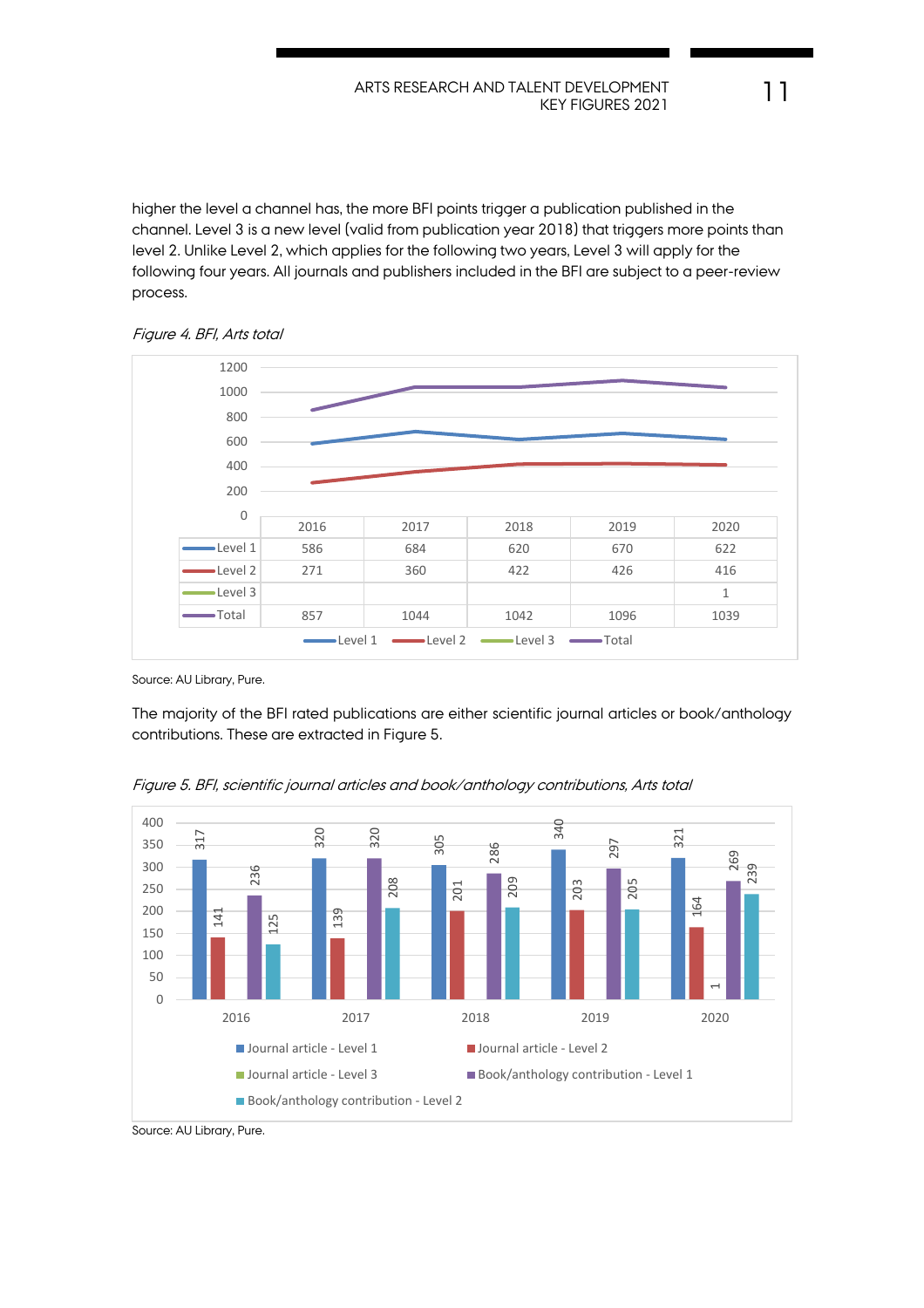higher the level a channel has, the more BFI points trigger a publication published in the channel. Level 3 is a new level (valid from publication year 2018) that triggers more points than level 2. Unlike Level 2, which applies for the following two years, Level 3 will apply for the following four years. All journals and publishers included in the BFI are subject to a peer-review process.

*Figure 4. BFI, Arts total*

| | 2016 | 2017 | 2018 | 2019 | 2020 |
|---|---|---|---|---|---|
| Level 1 | 586 | 684 | 620 | 670 | 622 |
| Level 2 | 271 | 360 | 422 | 426 | 416 |
| Level 3 | | | | | 1 |
| Total | 857 | 1044 | 1042 | 1096 | 1039 |

Source: AU Library, Pure.

The majority of the BFI rated publications are either scientific journal articles or book/anthology contributions. These are extracted in Figure 5.

*Figure 5. BFI, scientific journal articles and book/anthology contributions, Arts total*

| | 2016 | 2017 | 2018 | 2019 | 2020 |
|---|---|---|---|---|---|
| Journal article - Level 1 | 317 | 320 | 305 | 340 | 321 |
| Journal article - Level 2 | 141 | 139 | 201 | 203 | 164 |
| Journal article - Level 3 | | | | | 1 |
| Book/anthology contribution - Level 1 | 236 | 320 | 286 | 297 | 269 |
| Book/anthology contribution - Level 2 | 125 | 208 | 209 | 205 | 239 |

Source: AU Library, Pure.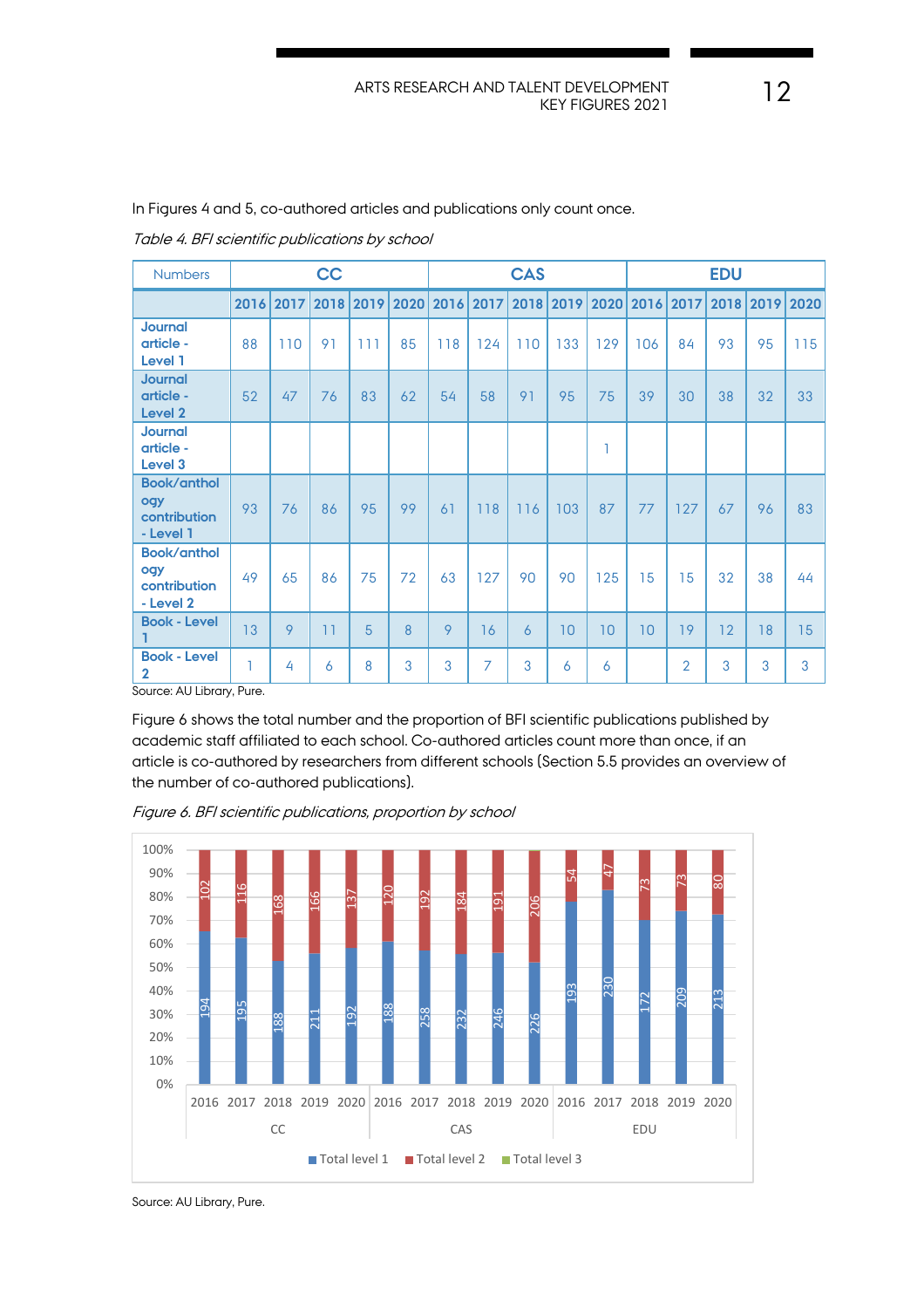In Figures 4 and 5, co-authored articles and publications only count once.

*Table 4. BFI scientific publications by school*

| Numbers | CC | | | | | CAS | | | | | EDU | | | | |
|---|---|---|---|---|---|---|---|---|---|---|---|---|---|---|---|
| | 2016 | 2017 | 2018 | 2019 | 2020 | 2016 | 2017 | 2018 | 2019 | 2020 | 2016 | 2017 | 2018 | 2019 | 2020 |
| Journal article - Level 1 | 88 | 110 | 91 | 111 | 85 | 118 | 124 | 110 | 133 | 129 | 106 | 84 | 93 | 95 | 115 |
| Journal article - Level 2 | 52 | 47 | 76 | 83 | 62 | 54 | 58 | 91 | 95 | 75 | 39 | 30 | 38 | 32 | 33 |
| Journal article - Level 3 | | | | | | | | | | 1 | | | | | |
| Book/anthology contribution - Level 1 | 93 | 76 | 86 | 95 | 99 | 61 | 118 | 116 | 103 | 87 | 77 | 127 | 67 | 96 | 83 |
| Book/anthology contribution - Level 2 | 49 | 65 | 86 | 75 | 72 | 63 | 127 | 90 | 90 | 125 | 15 | 15 | 32 | 38 | 44 |
| Book - Level 1 | 13 | 9 | 11 | 5 | 8 | 9 | 16 | 6 | 10 | 10 | 10 | 19 | 12 | 18 | 15 |
| Book - Level 2 | 1 | 4 | 6 | 8 | 3 | 3 | 7 | 3 | 6 | 6 | | 2 | 3 | 3 | 3 |

Source: AU Library, Pure.

Figure 6 shows the total number and the proportion of BFI scientific publications published by academic staff affiliated to each school. Co-authored articles count more than once, if an article is co-authored by researchers from different schools (Section 5.5 provides an overview of the number of co-authored publications).

*Figure 6. BFI scientific publications, proportion by school*

Source: AU Library, Pure.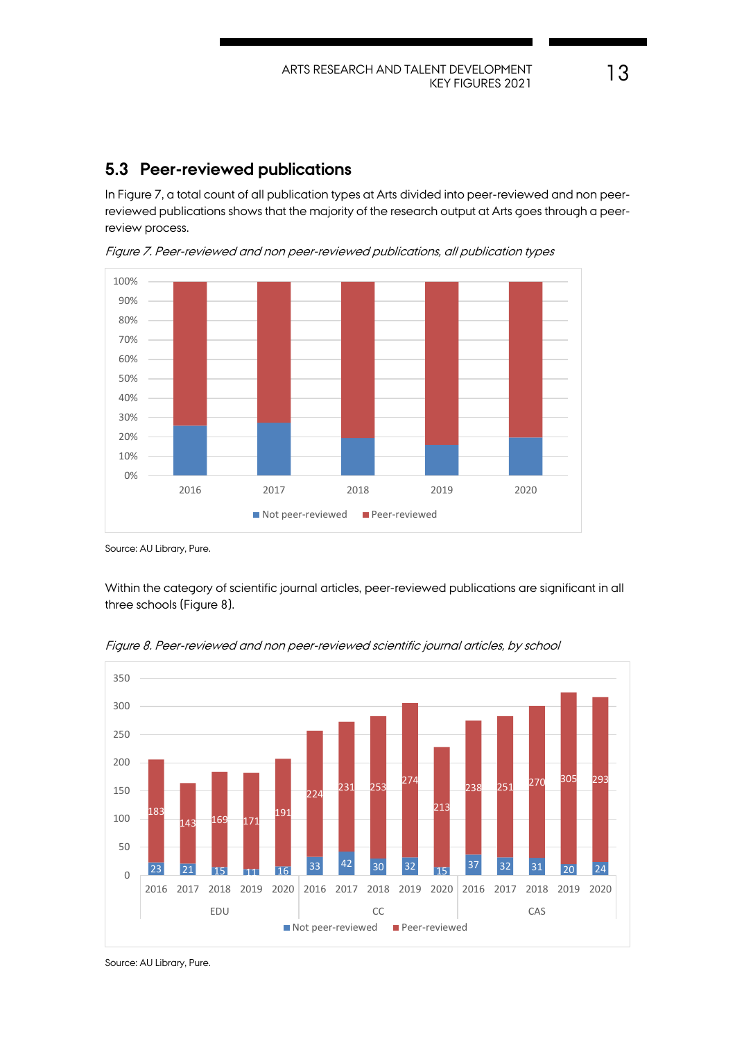## 5.3 Peer-reviewed publications

In Figure 7, a total count of all publication types at Arts divided into peer-reviewed and non peer-reviewed publications shows that the majority of the research output at Arts goes through a peer-review process.

*Figure 7. Peer-reviewed and non peer-reviewed publications, all publication types*

Source: AU Library, Pure.

Within the category of scientific journal articles, peer-reviewed publications are significant in all three schools (Figure 8).

*Figure 8. Peer-reviewed and non peer-reviewed scientific journal articles, by school*

| School | Year | Not peer-reviewed | Peer-reviewed |
|---|---|---|---|
| EDU | 2016 | 23 | 183 |
| EDU | 2017 | 21 | 143 |
| EDU | 2018 | 15 | 169 |
| EDU | 2019 | 11 | 171 |
| EDU | 2020 | 16 | 191 |
| CC | 2016 | 33 | 224 |
| CC | 2017 | 42 | 231 |
| CC | 2018 | 30 | 253 |
| CC | 2019 | 32 | 274 |
| CC | 2020 | 15 | 213 |
| CAS | 2016 | 37 | 238 |
| CAS | 2017 | 32 | 251 |
| CAS | 2018 | 31 | 270 |
| CAS | 2019 | 20 | 305 |
| CAS | 2020 | 24 | 293 |

Source: AU Library, Pure.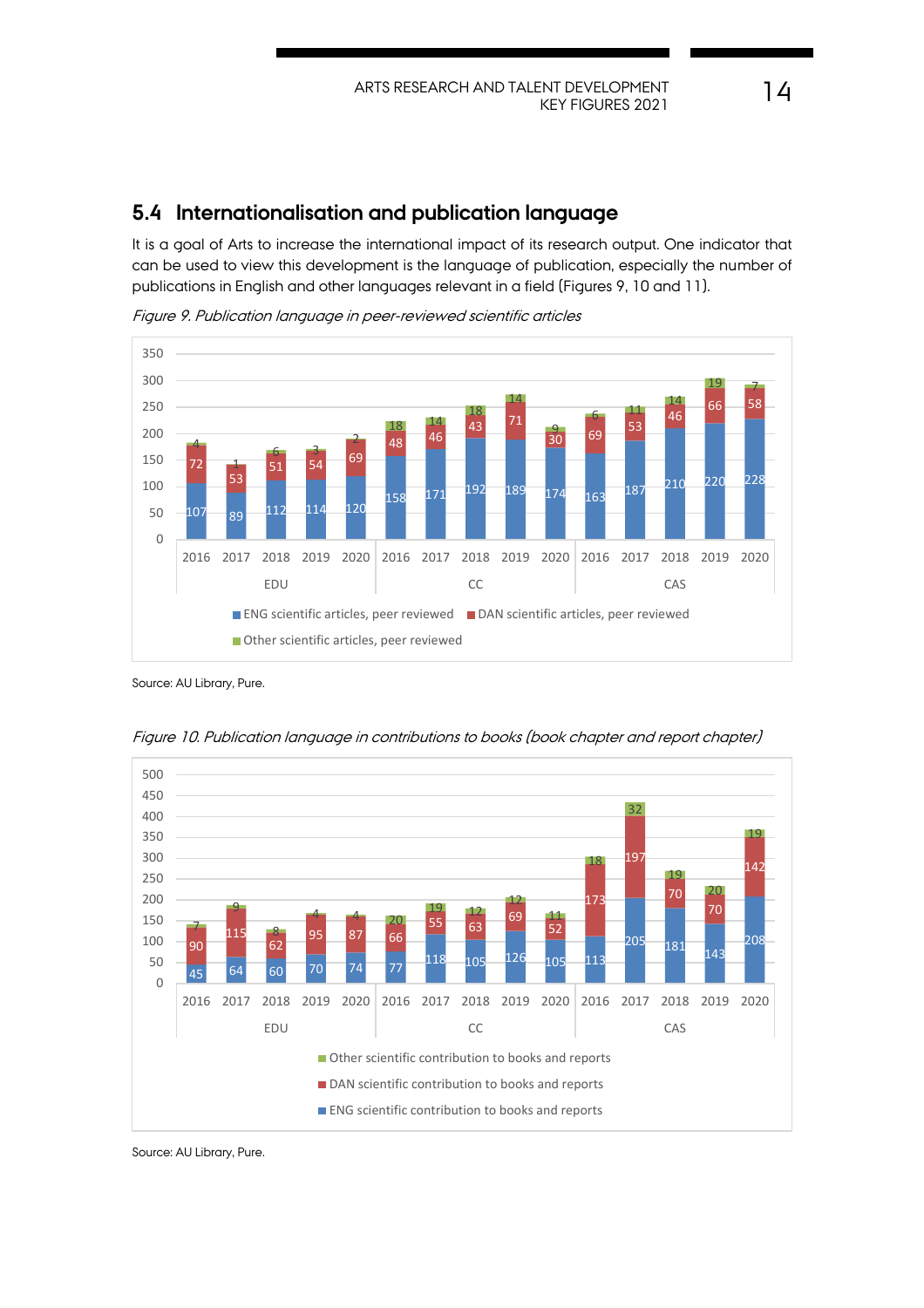## 5.4 Internationalisation and publication language

It is a goal of Arts to increase the international impact of its research output. One indicator that can be used to view this development is the language of publication, especially the number of publications in English and other languages relevant in a field (Figures 9, 10 and 11).

*Figure 9. Publication language in peer-reviewed scientific articles*

| | | ENG scientific articles, peer reviewed | DAN scientific articles, peer reviewed | Other scientific articles, peer reviewed |
|---|---|---|---|---|
| EDU | 2016 | 107 | 72 | 4 |
| | 2017 | 89 | 53 | 1 |
| | 2018 | 112 | 51 | 6 |
| | 2019 | 114 | 54 | 3 |
| | 2020 | 120 | 69 | 2 |
| CC | 2016 | 158 | 48 | 18 |
| | 2017 | 171 | 46 | 14 |
| | 2018 | 192 | 43 | 18 |
| | 2019 | 189 | 71 | 14 |
| | 2020 | 174 | 30 | 9 |
| CAS | 2016 | 163 | 69 | 6 |
| | 2017 | 187 | 53 | 11 |
| | 2018 | 210 | 46 | 14 |
| | 2019 | 220 | 66 | 19 |
| | 2020 | 228 | 58 | 7 |

Source: AU Library, Pure.

*Figure 10. Publication language in contributions to books (book chapter and report chapter)*

| | | ENG scientific contribution to books and reports | DAN scientific contribution to books and reports | Other scientific contribution to books and reports |
|---|---|---|---|---|
| EDU | 2016 | 45 | 90 | 7 |
| | 2017 | 64 | 115 | 9 |
| | 2018 | 60 | 62 | 8 |
| | 2019 | 70 | 95 | 4 |
| | 2020 | 74 | 87 | 4 |
| CC | 2016 | 77 | 66 | 20 |
| | 2017 | 118 | 55 | 19 |
| | 2018 | 105 | 63 | 12 |
| | 2019 | 126 | 69 | 12 |
| | 2020 | 105 | 52 | 11 |
| CAS | 2016 | 113 | 173 | 18 |
| | 2017 | 205 | 197 | 32 |
| | 2018 | 181 | 70 | 19 |
| | 2019 | 143 | 70 | 20 |
| | 2020 | 208 | 142 | 19 |

Source: AU Library, Pure.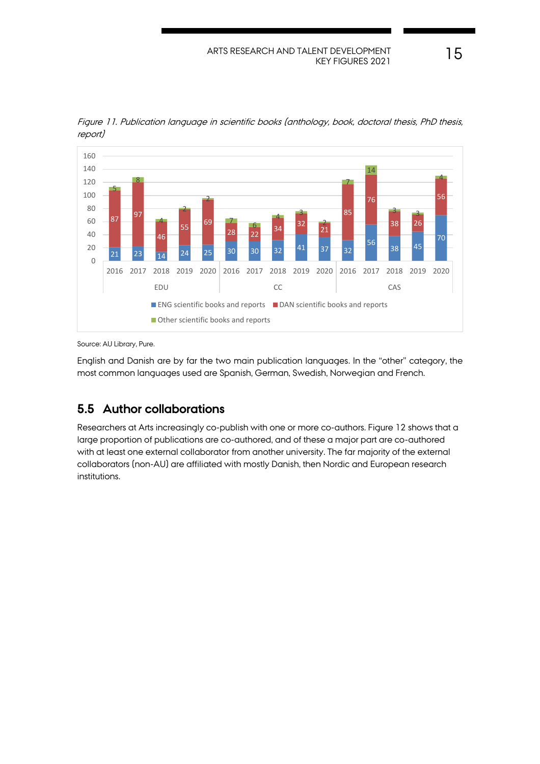*Figure 11. Publication language in scientific books (anthology, book, doctoral thesis, PhD thesis, report)*

| | EDU 2016 | EDU 2017 | EDU 2018 | EDU 2019 | EDU 2020 | CC 2016 | CC 2017 | CC 2018 | CC 2019 | CC 2020 | CAS 2016 | CAS 2017 | CAS 2018 | CAS 2019 | CAS 2020 |
|---|---|---|---|---|---|---|---|---|---|---|---|---|---|---|---|
| ENG scientific books and reports | 21 | 23 | 14 | 24 | 25 | 30 | 30 | 32 | 41 | 37 | 32 | 56 | 38 | 45 | 70 |
| DAN scientific books and reports | 87 | 97 | 46 | 55 | 69 | 28 | 22 | 34 | 32 | 21 | 85 | 76 | 38 | 26 | 56 |
| Other scientific books and reports | 5 | 8 | 4 | 2 | 2 | 7 | 6 | 4 | 3 | 2 | 7 | 14 | 3 | 3 | 4 |

Source: AU Library, Pure.

English and Danish are by far the two main publication languages. In the "other" category, the most common languages used are Spanish, German, Swedish, Norwegian and French.

## 5.5 Author collaborations

Researchers at Arts increasingly co-publish with one or more co-authors. Figure 12 shows that a large proportion of publications are co-authored, and of these a major part are co-authored with at least one external collaborator from another university. The far majority of the external collaborators (non-AU) are affiliated with mostly Danish, then Nordic and European research institutions.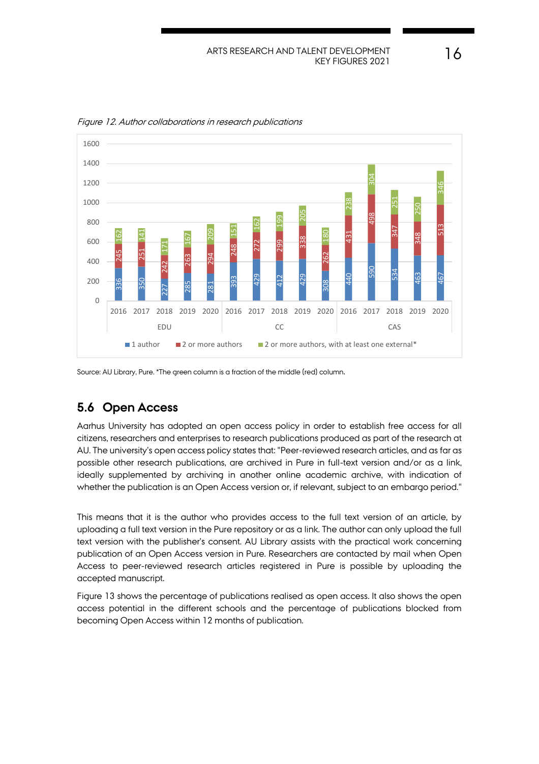*Figure 12. Author collaborations in research publications*

| | | 1 author | 2 or more authors | 2 or more authors, with at least one external* |
|---|---|---|---|---|
| EDU | 2016 | 336 | 245 | 162 |
| | 2017 | 350 | 251 | 141 |
| | 2018 | 227 | 242 | 171 |
| | 2019 | 285 | 263 | 167 |
| | 2020 | 281 | 294 | 209 |
| CC | 2016 | 393 | 248 | 151 |
| | 2017 | 429 | 272 | 162 |
| | 2018 | 412 | 299 | 199 |
| | 2019 | 429 | 338 | 205 |
| | 2020 | 308 | 262 | 180 |
| CAS | 2016 | 440 | 431 | 238 |
| | 2017 | 590 | 498 | 304 |
| | 2018 | 534 | 347 | 251 |
| | 2019 | 463 | 348 | 250 |
| | 2020 | 467 | 513 | 346 |

Source: AU Library, Pure. *The green column is a fraction of the middle (red) column.

## 5.6 Open Access

Aarhus University has adopted an open access policy in order to establish free access for all citizens, researchers and enterprises to research publications produced as part of the research at AU. The university's open access policy states that: "Peer-reviewed research articles, and as far as possible other research publications, are archived in Pure in full-text version and/or as a link, ideally supplemented by archiving in another online academic archive, with indication of whether the publication is an Open Access version or, if relevant, subject to an embargo period."

This means that it is the author who provides access to the full text version of an article, by uploading a full text version in the Pure repository or as a link. The author can only upload the full text version with the publisher's consent. AU Library assists with the practical work concerning publication of an Open Access version in Pure. Researchers are contacted by mail when Open Access to peer-reviewed research articles registered in Pure is possible by uploading the accepted manuscript.

Figure 13 shows the percentage of publications realised as open access. It also shows the open access potential in the different schools and the percentage of publications blocked from becoming Open Access within 12 months of publication.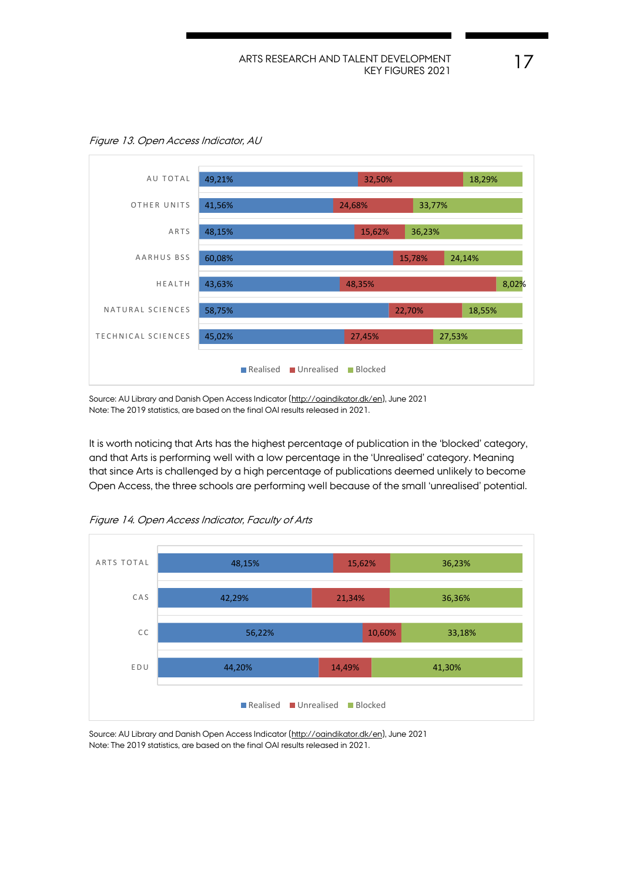*Figure 13. Open Access Indicator, AU*

| | Realised | Unrealised | Blocked |
|---|---|---|---|
| AU TOTAL | 49,21% | 32,50% | 18,29% |
| OTHER UNITS | 41,56% | 24,68% | 33,77% |
| ARTS | 48,15% | 15,62% | 36,23% |
| AARHUS BSS | 60,08% | 15,78% | 24,14% |
| HEALTH | 43,63% | 48,35% | 8,02% |
| NATURAL SCIENCES | 58,75% | 22,70% | 18,55% |
| TECHNICAL SCIENCES | 45,02% | 27,45% | 27,53% |

Source: AU Library and Danish Open Access Indicator (http://oaindikator.dk/en), June 2021
Note: The 2019 statistics, are based on the final OAI results released in 2021.

It is worth noticing that Arts has the highest percentage of publication in the 'blocked' category, and that Arts is performing well with a low percentage in the 'Unrealised' category. Meaning that since Arts is challenged by a high percentage of publications deemed unlikely to become Open Access, the three schools are performing well because of the small 'unrealised' potential.

*Figure 14. Open Access Indicator, Faculty of Arts*

| | Realised | Unrealised | Blocked |
|---|---|---|---|
| ARTS TOTAL | 48,15% | 15,62% | 36,23% |
| CAS | 42,29% | 21,34% | 36,36% |
| CC | 56,22% | 10,60% | 33,18% |
| EDU | 44,20% | 14,49% | 41,30% |

Source: AU Library and Danish Open Access Indicator (http://oaindikator.dk/en), June 2021
Note: The 2019 statistics, are based on the final OAI results released in 2021.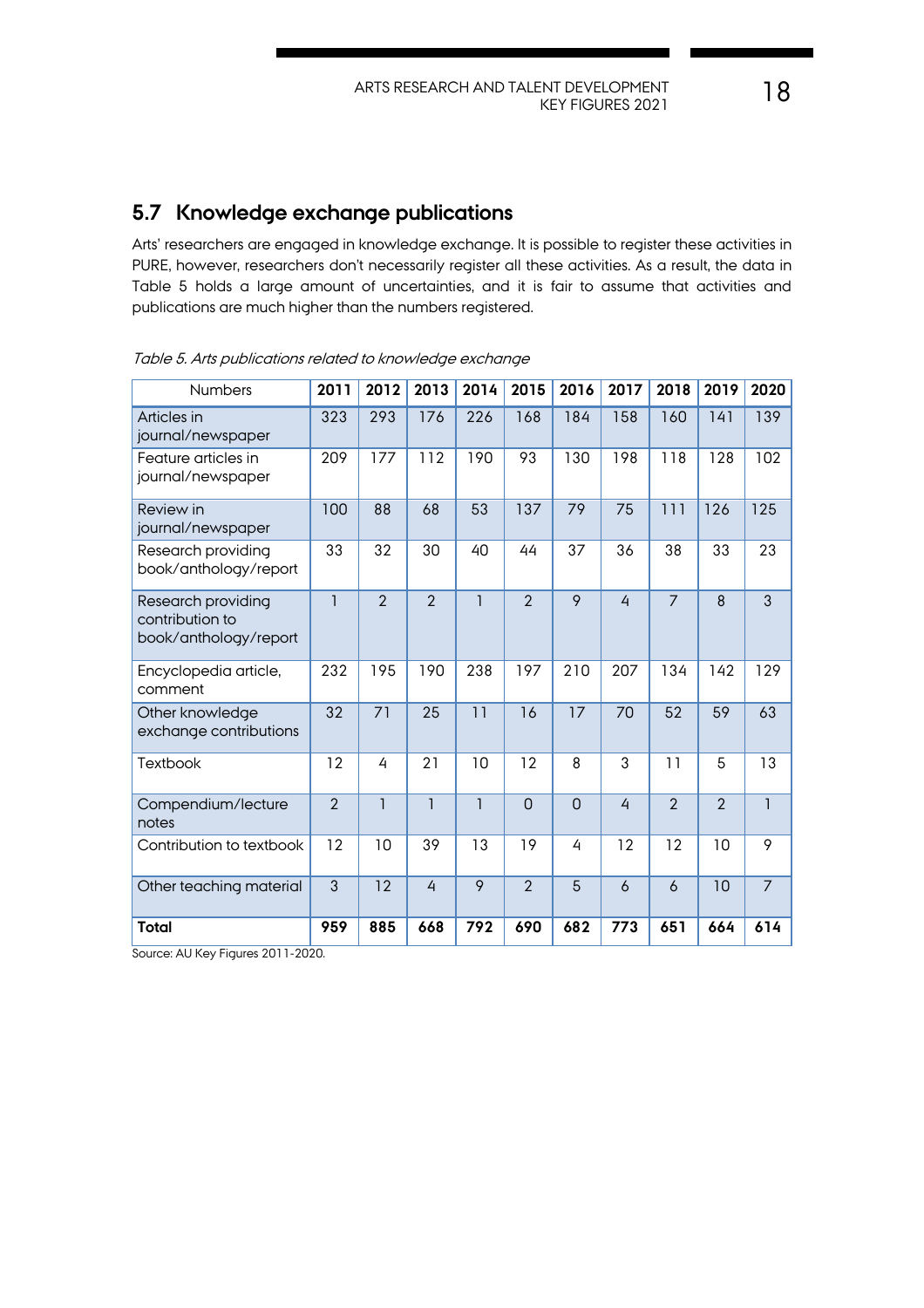## 5.7 Knowledge exchange publications

Arts' researchers are engaged in knowledge exchange. It is possible to register these activities in PURE, however, researchers don't necessarily register all these activities. As a result, the data in Table 5 holds a large amount of uncertainties, and it is fair to assume that activities and publications are much higher than the numbers registered.

*Table 5. Arts publications related to knowledge exchange*

| Numbers | 2011 | 2012 | 2013 | 2014 | 2015 | 2016 | 2017 | 2018 | 2019 | 2020 |
|---|---|---|---|---|---|---|---|---|---|---|
| Articles in journal/newspaper | 323 | 293 | 176 | 226 | 168 | 184 | 158 | 160 | 141 | 139 |
| Feature articles in journal/newspaper | 209 | 177 | 112 | 190 | 93 | 130 | 198 | 118 | 128 | 102 |
| Review in journal/newspaper | 100 | 88 | 68 | 53 | 137 | 79 | 75 | 111 | 126 | 125 |
| Research providing book/anthology/report | 33 | 32 | 30 | 40 | 44 | 37 | 36 | 38 | 33 | 23 |
| Research providing contribution to book/anthology/report | 1 | 2 | 2 | 1 | 2 | 9 | 4 | 7 | 8 | 3 |
| Encyclopedia article, comment | 232 | 195 | 190 | 238 | 197 | 210 | 207 | 134 | 142 | 129 |
| Other knowledge exchange contributions | 32 | 71 | 25 | 11 | 16 | 17 | 70 | 52 | 59 | 63 |
| Textbook | 12 | 4 | 21 | 10 | 12 | 8 | 3 | 11 | 5 | 13 |
| Compendium/lecture notes | 2 | 1 | 1 | 1 | 0 | 0 | 4 | 2 | 2 | 1 |
| Contribution to textbook | 12 | 10 | 39 | 13 | 19 | 4 | 12 | 12 | 10 | 9 |
| Other teaching material | 3 | 12 | 4 | 9 | 2 | 5 | 6 | 6 | 10 | 7 |
| **Total** | **959** | **885** | **668** | **792** | **690** | **682** | **773** | **651** | **664** | **614** |

Source: AU Key Figures 2011-2020.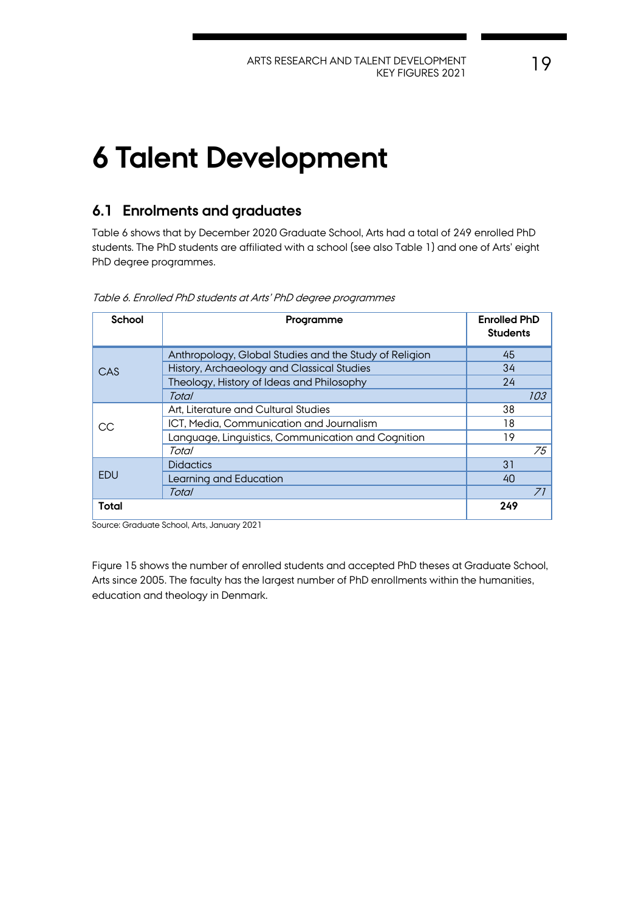# 6 Talent Development

## 6.1 Enrolments and graduates

Table 6 shows that by December 2020 Graduate School, Arts had a total of 249 enrolled PhD students. The PhD students are affiliated with a school (see also Table 1) and one of Arts' eight PhD degree programmes.

*Table 6. Enrolled PhD students at Arts' PhD degree programmes*

| School | Programme | Enrolled PhD Students |
|---|---|---|
| CAS | Anthropology, Global Studies and the Study of Religion | 45 |
| | History, Archaeology and Classical Studies | 34 |
| | Theology, History of Ideas and Philosophy | 24 |
| | *Total* | *103* |
| CC | Art, Literature and Cultural Studies | 38 |
| | ICT, Media, Communication and Journalism | 18 |
| | Language, Linguistics, Communication and Cognition | 19 |
| | *Total* | *75* |
| EDU | Didactics | 31 |
| | Learning and Education | 40 |
| | *Total* | *71* |
| **Total** | | **249** |

Source: Graduate School, Arts, January 2021

Figure 15 shows the number of enrolled students and accepted PhD theses at Graduate School, Arts since 2005. The faculty has the largest number of PhD enrollments within the humanities, education and theology in Denmark.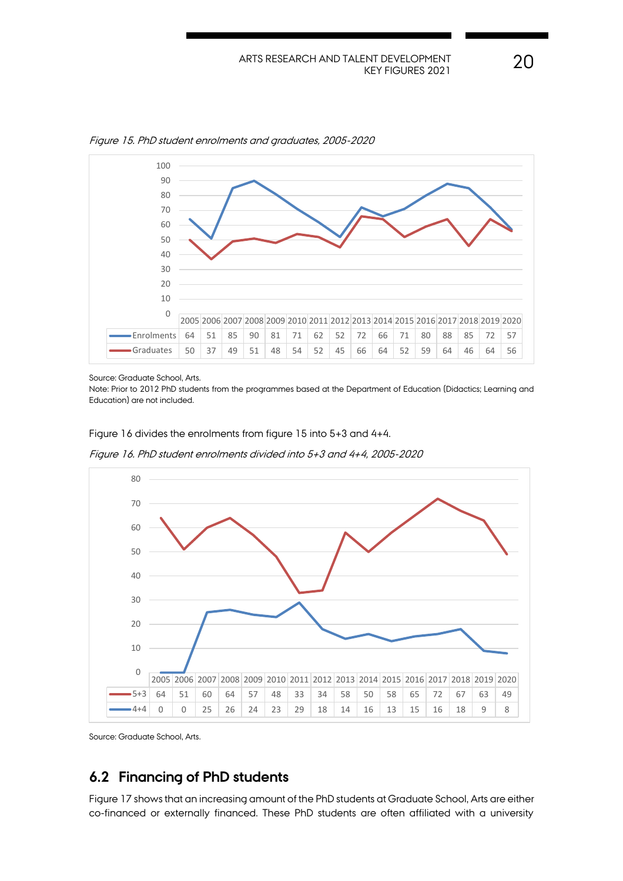*Figure 15. PhD student enrolments and graduates, 2005-2020*

| | 2005 | 2006 | 2007 | 2008 | 2009 | 2010 | 2011 | 2012 | 2013 | 2014 | 2015 | 2016 | 2017 | 2018 | 2019 | 2020 |
|---|---|---|---|---|---|---|---|---|---|---|---|---|---|---|---|---|
| Enrolments | 64 | 51 | 85 | 90 | 81 | 71 | 62 | 52 | 72 | 66 | 71 | 80 | 88 | 85 | 72 | 57 |
| Graduates | 50 | 37 | 49 | 51 | 48 | 54 | 52 | 45 | 66 | 64 | 52 | 59 | 64 | 46 | 64 | 56 |

Source: Graduate School, Arts.
Note: Prior to 2012 PhD students from the programmes based at the Department of Education (Didactics; Learning and Education) are not included.

Figure 16 divides the enrolments from figure 15 into 5+3 and 4+4.

*Figure 16. PhD student enrolments divided into 5+3 and 4+4, 2005-2020*

| | 2005 | 2006 | 2007 | 2008 | 2009 | 2010 | 2011 | 2012 | 2013 | 2014 | 2015 | 2016 | 2017 | 2018 | 2019 | 2020 |
|---|---|---|---|---|---|---|---|---|---|---|---|---|---|---|---|---|
| 5+3 | 64 | 51 | 60 | 64 | 57 | 48 | 33 | 34 | 58 | 50 | 58 | 65 | 72 | 67 | 63 | 49 |
| 4+4 | 0 | 0 | 25 | 26 | 24 | 23 | 29 | 18 | 14 | 16 | 13 | 15 | 16 | 18 | 9 | 8 |

Source: Graduate School, Arts.

## 6.2 Financing of PhD students

Figure 17 shows that an increasing amount of the PhD students at Graduate School, Arts are either co-financed or externally financed. These PhD students are often affiliated with a university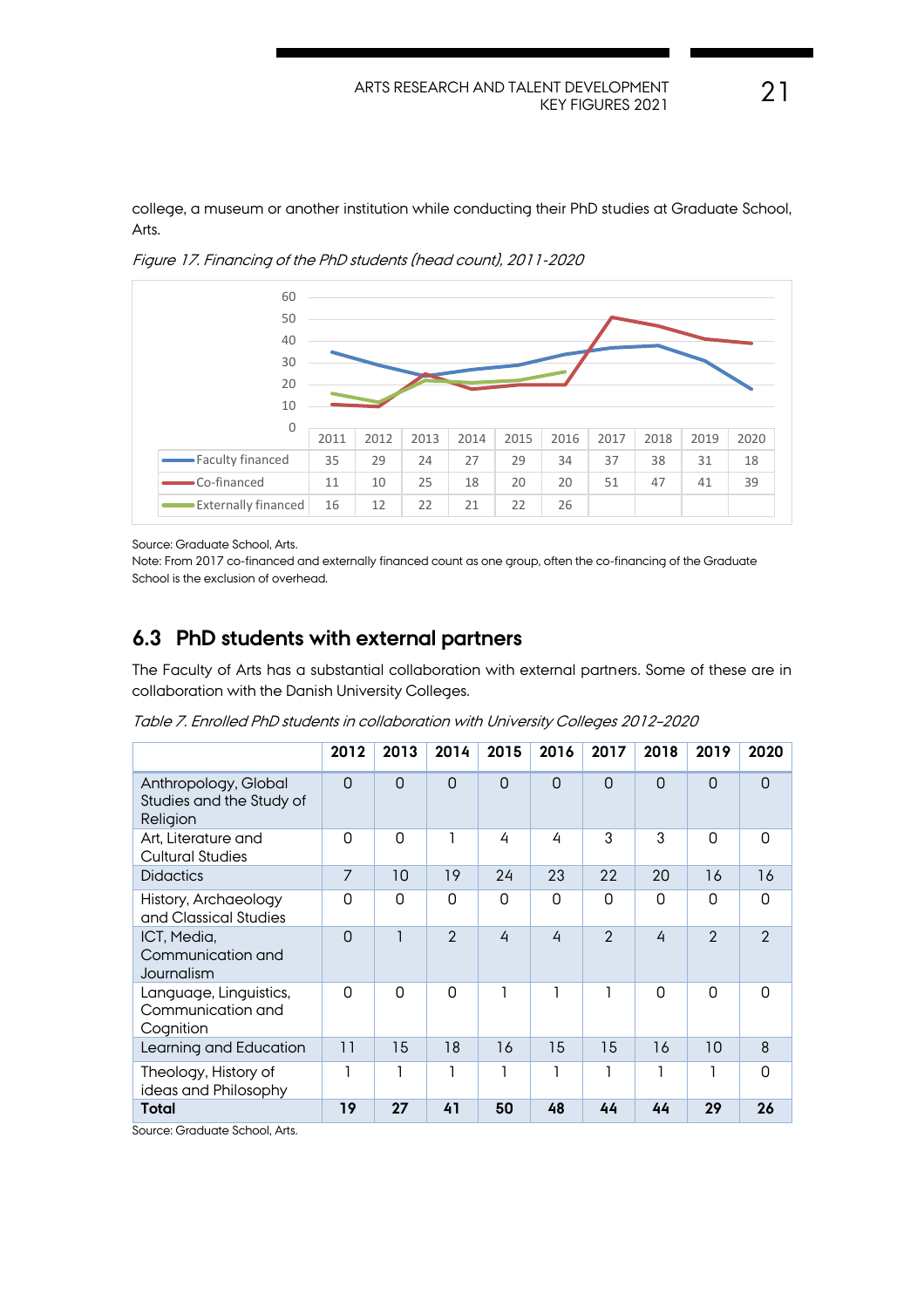college, a museum or another institution while conducting their PhD studies at Graduate School, Arts.

*Figure 17. Financing of the PhD students (head count), 2011-2020*

| | 2011 | 2012 | 2013 | 2014 | 2015 | 2016 | 2017 | 2018 | 2019 | 2020 |
|---|---|---|---|---|---|---|---|---|---|---|
| Faculty financed | 35 | 29 | 24 | 27 | 29 | 34 | 37 | 38 | 31 | 18 |
| Co-financed | 11 | 10 | 25 | 18 | 20 | 20 | 51 | 47 | 41 | 39 |
| Externally financed | 16 | 12 | 22 | 21 | 22 | 26 | | | | |

Source: Graduate School, Arts.
Note: From 2017 co-financed and externally financed count as one group, often the co-financing of the Graduate School is the exclusion of overhead.

## 6.3 PhD students with external partners

The Faculty of Arts has a substantial collaboration with external partners. Some of these are in collaboration with the Danish University Colleges.

*Table 7. Enrolled PhD students in collaboration with University Colleges 2012–2020*

| | 2012 | 2013 | 2014 | 2015 | 2016 | 2017 | 2018 | 2019 | 2020 |
|---|---|---|---|---|---|---|---|---|---|
| Anthropology, Global Studies and the Study of Religion | 0 | 0 | 0 | 0 | 0 | 0 | 0 | 0 | 0 |
| Art, Literature and Cultural Studies | 0 | 0 | 1 | 4 | 4 | 3 | 3 | 0 | 0 |
| Didactics | 7 | 10 | 19 | 24 | 23 | 22 | 20 | 16 | 16 |
| History, Archaeology and Classical Studies | 0 | 0 | 0 | 0 | 0 | 0 | 0 | 0 | 0 |
| ICT, Media, Communication and Journalism | 0 | 1 | 2 | 4 | 4 | 2 | 4 | 2 | 2 |
| Language, Linguistics, Communication and Cognition | 0 | 0 | 0 | 1 | 1 | 1 | 0 | 0 | 0 |
| Learning and Education | 11 | 15 | 18 | 16 | 15 | 15 | 16 | 10 | 8 |
| Theology, History of ideas and Philosophy | 1 | 1 | 1 | 1 | 1 | 1 | 1 | 1 | 0 |
| **Total** | **19** | **27** | **41** | **50** | **48** | **44** | **44** | **29** | **26** |

Source: Graduate School, Arts.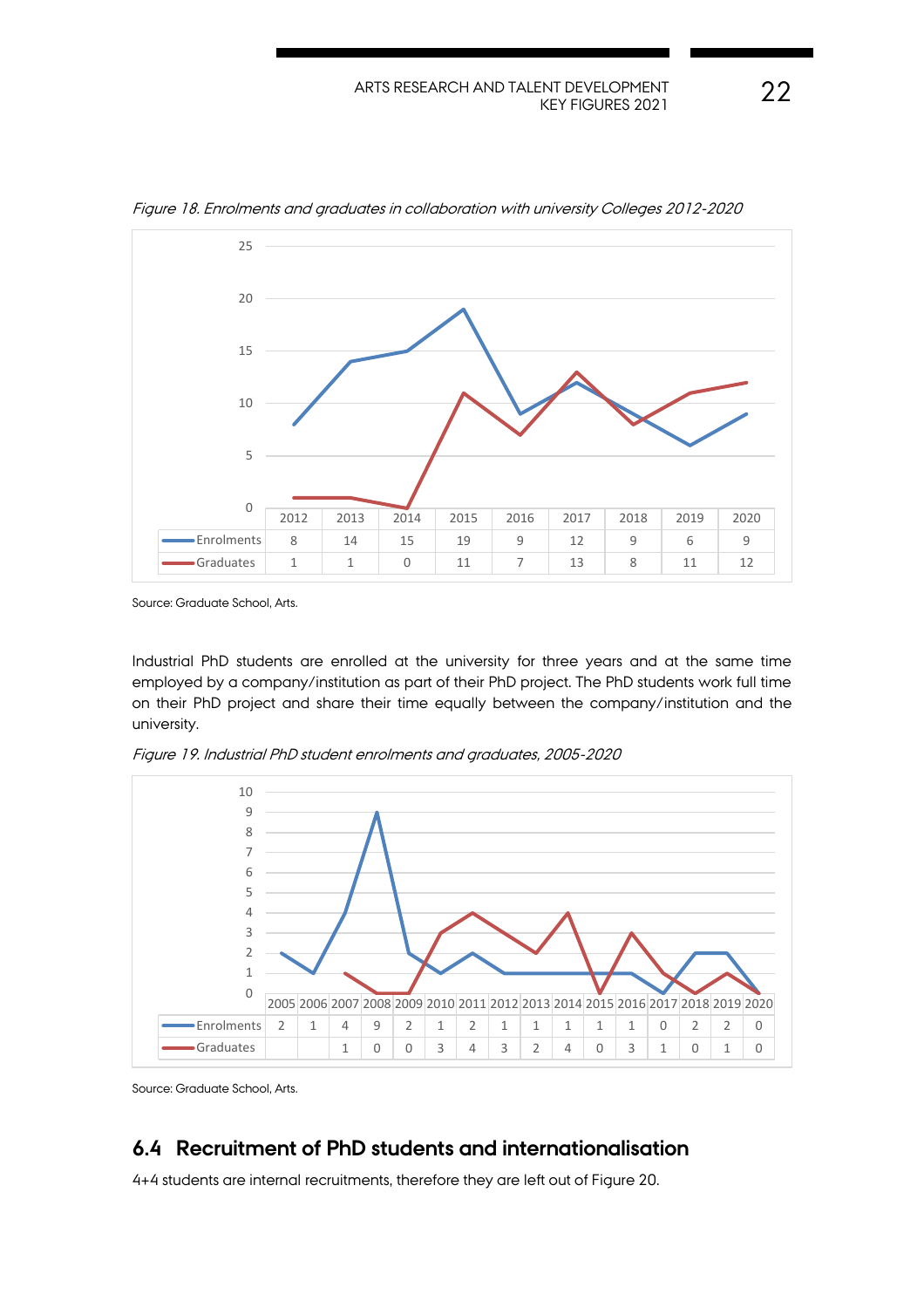*Figure 18. Enrolments and graduates in collaboration with university Colleges 2012-2020*

| | 2012 | 2013 | 2014 | 2015 | 2016 | 2017 | 2018 | 2019 | 2020 |
|---|---|---|---|---|---|---|---|---|---|
| Enrolments | 8 | 14 | 15 | 19 | 9 | 12 | 9 | 6 | 9 |
| Graduates | 1 | 1 | 0 | 11 | 7 | 13 | 8 | 11 | 12 |

Source: Graduate School, Arts.

Industrial PhD students are enrolled at the university for three years and at the same time employed by a company/institution as part of their PhD project. The PhD students work full time on their PhD project and share their time equally between the company/institution and the university.

*Figure 19. Industrial PhD student enrolments and graduates, 2005-2020*

| | 2005 | 2006 | 2007 | 2008 | 2009 | 2010 | 2011 | 2012 | 2013 | 2014 | 2015 | 2016 | 2017 | 2018 | 2019 | 2020 |
|---|---|---|---|---|---|---|---|---|---|---|---|---|---|---|---|---|
| Enrolments | 2 | 1 | 4 | 9 | 2 | 1 | 2 | 1 | 1 | 1 | 1 | 1 | 0 | 2 | 2 | 0 |
| Graduates | | | 1 | 0 | 0 | 3 | 4 | 3 | 2 | 4 | 0 | 3 | 1 | 0 | 1 | 0 |

Source: Graduate School, Arts.

## 6.4 Recruitment of PhD students and internationalisation

4+4 students are internal recruitments, therefore they are left out of Figure 20.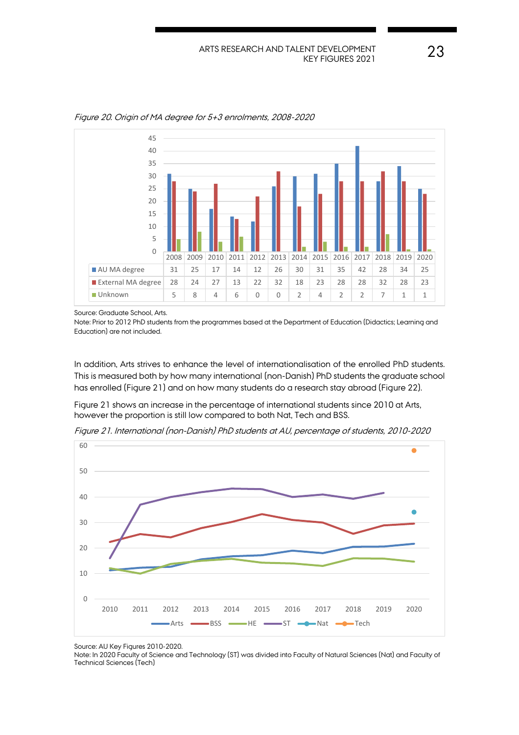*Figure 20. Origin of MA degree for 5+3 enrolments, 2008-2020*

| | 2008 | 2009 | 2010 | 2011 | 2012 | 2013 | 2014 | 2015 | 2016 | 2017 | 2018 | 2019 | 2020 |
|---|---|---|---|---|---|---|---|---|---|---|---|---|---|
| AU MA degree | 31 | 25 | 17 | 14 | 12 | 26 | 30 | 31 | 35 | 42 | 28 | 34 | 25 |
| External MA degree | 28 | 24 | 27 | 13 | 22 | 32 | 18 | 23 | 28 | 28 | 32 | 28 | 23 |
| Unknown | 5 | 8 | 4 | 6 | 0 | 0 | 2 | 4 | 2 | 2 | 7 | 1 | 1 |

Source: Graduate School, Arts.
Note: Prior to 2012 PhD students from the programmes based at the Department of Education (Didactics; Learning and Education) are not included.

In addition, Arts strives to enhance the level of internationalisation of the enrolled PhD students. This is measured both by how many international (non-Danish) PhD students the graduate school has enrolled (Figure 21) and on how many students do a research stay abroad (Figure 22).

Figure 21 shows an increase in the percentage of international students since 2010 at Arts, however the proportion is still low compared to both Nat, Tech and BSS.

*Figure 21. International (non-Danish) PhD students at AU, percentage of students, 2010-2020*

Source: AU Key Figures 2010-2020.
Note: In 2020 Faculty of Science and Technology (ST) was divided into Faculty of Natural Sciences (Nat) and Faculty of Technical Sciences (Tech)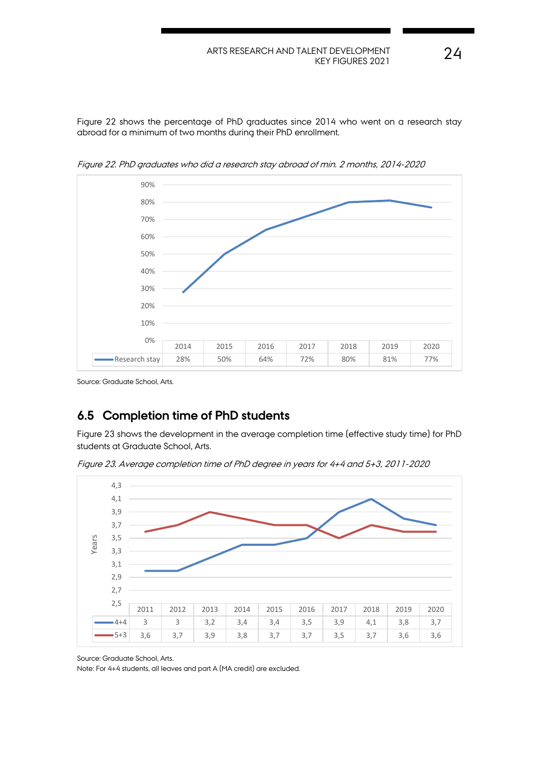Figure 22 shows the percentage of PhD graduates since 2014 who went on a research stay abroad for a minimum of two months during their PhD enrollment.

*Figure 22. PhD graduates who did a research stay abroad of min. 2 months, 2014-2020*

| | 2014 | 2015 | 2016 | 2017 | 2018 | 2019 | 2020 |
|---|---|---|---|---|---|---|---|
| Research stay | 28% | 50% | 64% | 72% | 80% | 81% | 77% |

Source: Graduate School, Arts.

## 6.5 Completion time of PhD students

Figure 23 shows the development in the average completion time (effective study time) for PhD students at Graduate School, Arts.

*Figure 23. Average completion time of PhD degree in years for 4+4 and 5+3, 2011-2020*

| | 2011 | 2012 | 2013 | 2014 | 2015 | 2016 | 2017 | 2018 | 2019 | 2020 |
|---|---|---|---|---|---|---|---|---|---|---|
| 4+4 | 3 | 3 | 3,2 | 3,4 | 3,4 | 3,5 | 3,9 | 4,1 | 3,8 | 3,7 |
| 5+3 | 3,6 | 3,7 | 3,9 | 3,8 | 3,7 | 3,7 | 3,5 | 3,7 | 3,6 | 3,6 |

Source: Graduate School, Arts.
Note: For 4+4 students, all leaves and part A (MA credit) are excluded.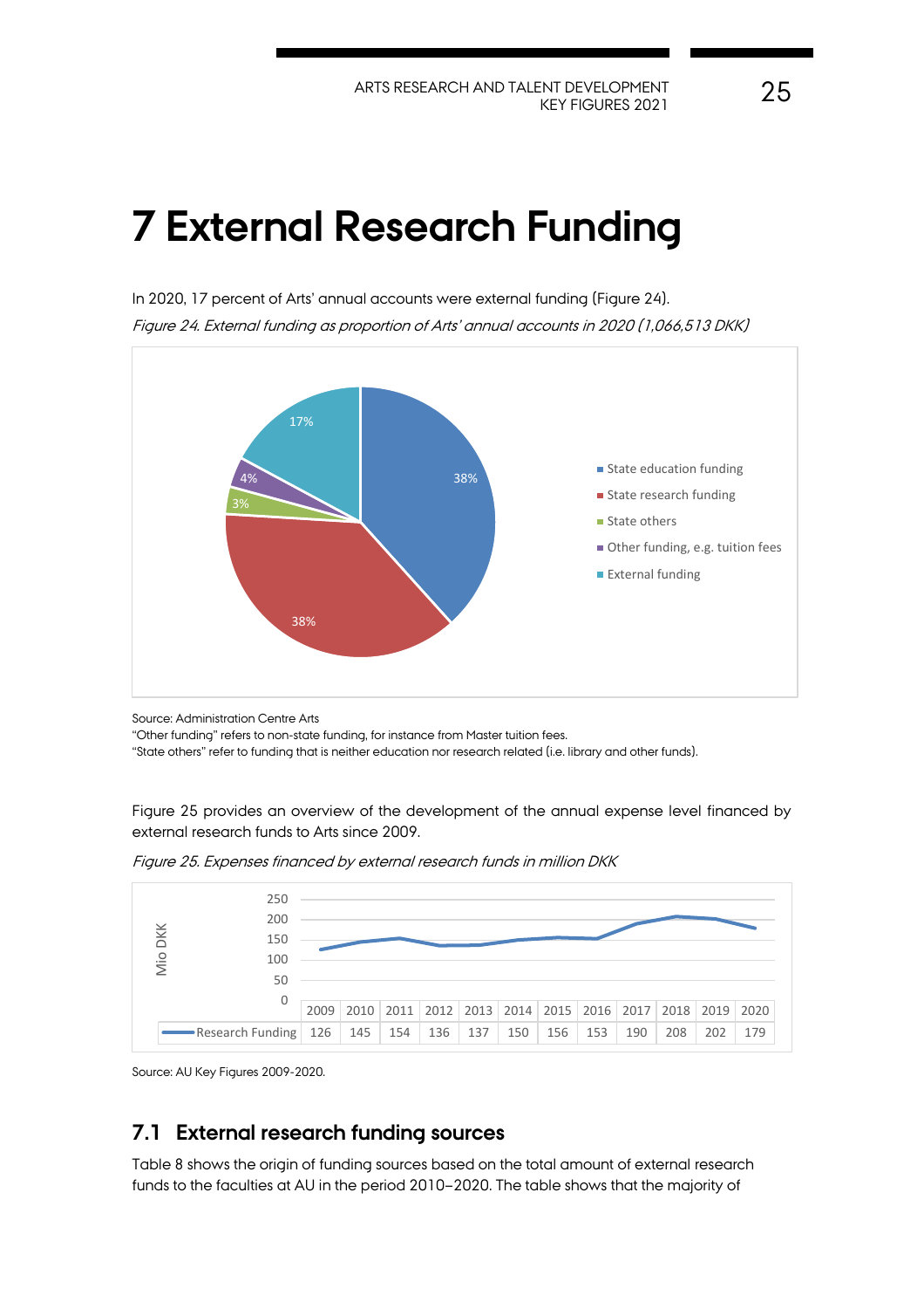# 7 External Research Funding

In 2020, 17 percent of Arts' annual accounts were external funding (Figure 24).

*Figure 24. External funding as proportion of Arts' annual accounts in 2020 (1,066,513 DKK)*

| Category | Share |
|---|---|
| State education funding | 38% |
| State research funding | 38% |
| State others | 3% |
| Other funding, e.g. tuition fees | 4% |
| External funding | 17% |

Source: Administration Centre Arts
"Other funding" refers to non-state funding, for instance from Master tuition fees.
"State others" refer to funding that is neither education nor research related (i.e. library and other funds).

Figure 25 provides an overview of the development of the annual expense level financed by external research funds to Arts since 2009.

*Figure 25. Expenses financed by external research funds in million DKK*

| | 2009 | 2010 | 2011 | 2012 | 2013 | 2014 | 2015 | 2016 | 2017 | 2018 | 2019 | 2020 |
|---|---|---|---|---|---|---|---|---|---|---|---|---|
| Research Funding | 126 | 145 | 154 | 136 | 137 | 150 | 156 | 153 | 190 | 208 | 202 | 179 |

Source: AU Key Figures 2009-2020.

## 7.1 External research funding sources

Table 8 shows the origin of funding sources based on the total amount of external research funds to the faculties at AU in the period 2010–2020. The table shows that the majority of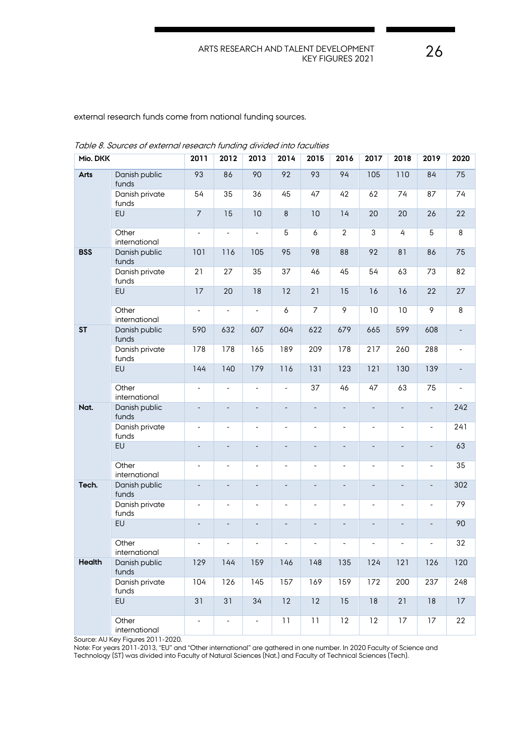external research funds come from national funding sources.

*Table 8. Sources of external research funding divided into faculties*

| Mio. DKK | | 2011 | 2012 | 2013 | 2014 | 2015 | 2016 | 2017 | 2018 | 2019 | 2020 |
|---|---|---|---|---|---|---|---|---|---|---|---|
| **Arts** | Danish public funds | 93 | 86 | 90 | 92 | 93 | 94 | 105 | 110 | 84 | 75 |
| | Danish private funds | 54 | 35 | 36 | 45 | 47 | 42 | 62 | 74 | 87 | 74 |
| | EU | 7 | 15 | 10 | 8 | 10 | 14 | 20 | 20 | 26 | 22 |
| | Other international | - | - | - | 5 | 6 | 2 | 3 | 4 | 5 | 8 |
| **BSS** | Danish public funds | 101 | 116 | 105 | 95 | 98 | 88 | 92 | 81 | 86 | 75 |
| | Danish private funds | 21 | 27 | 35 | 37 | 46 | 45 | 54 | 63 | 73 | 82 |
| | EU | 17 | 20 | 18 | 12 | 21 | 15 | 16 | 16 | 22 | 27 |
| | Other international | - | - | - | 6 | 7 | 9 | 10 | 10 | 9 | 8 |
| **ST** | Danish public funds | 590 | 632 | 607 | 604 | 622 | 679 | 665 | 599 | 608 | - |
| | Danish private funds | 178 | 178 | 165 | 189 | 209 | 178 | 217 | 260 | 288 | - |
| | EU | 144 | 140 | 179 | 116 | 131 | 123 | 121 | 130 | 139 | - |
| | Other international | - | - | - | - | 37 | 46 | 47 | 63 | 75 | - |
| **Nat.** | Danish public funds | - | - | - | - | - | - | - | - | - | 242 |
| | Danish private funds | - | - | - | - | - | - | - | - | - | 241 |
| | EU | - | - | - | - | - | - | - | - | - | 63 |
| | Other international | - | - | - | - | - | - | - | - | - | 35 |
| **Tech.** | Danish public funds | - | - | - | - | - | - | - | - | - | 302 |
| | Danish private funds | - | - | - | - | - | - | - | - | - | 79 |
| | EU | - | - | - | - | - | - | - | - | - | 90 |
| | Other international | - | - | - | - | - | - | - | - | - | 32 |
| **Health** | Danish public funds | 129 | 144 | 159 | 146 | 148 | 135 | 124 | 121 | 126 | 120 |
| | Danish private funds | 104 | 126 | 145 | 157 | 169 | 159 | 172 | 200 | 237 | 248 |
| | EU | 31 | 31 | 34 | 12 | 12 | 15 | 18 | 21 | 18 | 17 |
| | Other international | - | - | - | 11 | 11 | 12 | 12 | 17 | 17 | 22 |

Source: AU Key Figures 2011-2020.
Note: For years 2011-2013, "EU" and "Other international" are gathered in one number. In 2020 Faculty of Science and Technology (ST) was divided into Faculty of Natural Sciences (Nat.) and Faculty of Technical Sciences (Tech).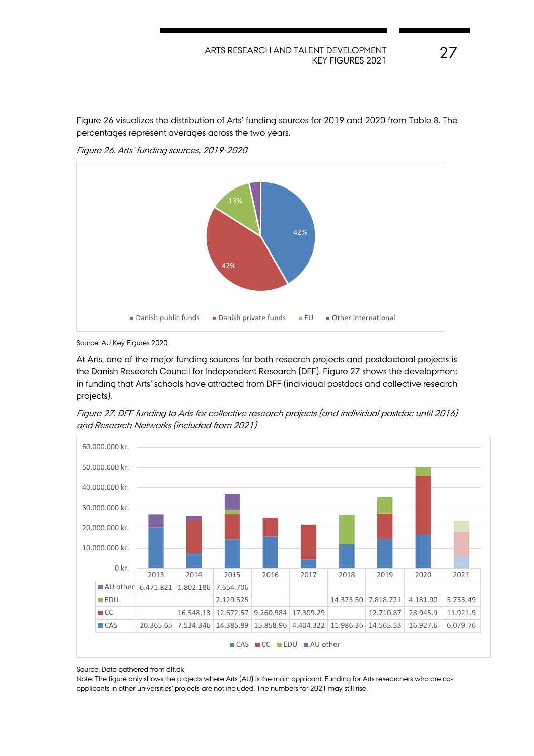Figure 26 visualizes the distribution of Arts' funding sources for 2019 and 2020 from Table 8. The percentages represent averages across the two years.

*Figure 26. Arts' funding sources, 2019-2020*

Source: AU Key Figures 2020.

At Arts, one of the major funding sources for both research projects and postdoctoral projects is the Danish Research Council for Independent Research (DFF). Figure 27 shows the development in funding that Arts' schools have attracted from DFF (individual postdocs and collective research projects).

*Figure 27. DFF funding to Arts for collective research projects (and individual postdoc until 2016) and Research Networks (included from 2021)*

| | 2013 | 2014 | 2015 | 2016 | 2017 | 2018 | 2019 | 2020 | 2021 |
|---|---|---|---|---|---|---|---|---|---|
| AU other | 6.471.821 | 1.802.186 | 7.654.706 | | | | | | |
| EDU | | | 2.129.525 | | | 14.373.50 | 7.818.721 | 4.181.90 | 5.755.49 |
| CC | | 16.548.13 | 12.672.57 | 9.260.984 | 17.309.29 | | 12.710.87 | 28.945.9 | 11.921.9 |
| CAS | 20.365.65 | 7.534.346 | 14.385.89 | 15.858.96 | 4.404.322 | 11.986.36 | 14.565.53 | 16.927.6 | 6.079.76 |

Source: Data gathered from dff.dk

Note: The figure only shows the projects where Arts (AU) is the main applicant. Funding for Arts researchers who are co-applicants in other universities' projects are not included. The numbers for 2021 may still rise.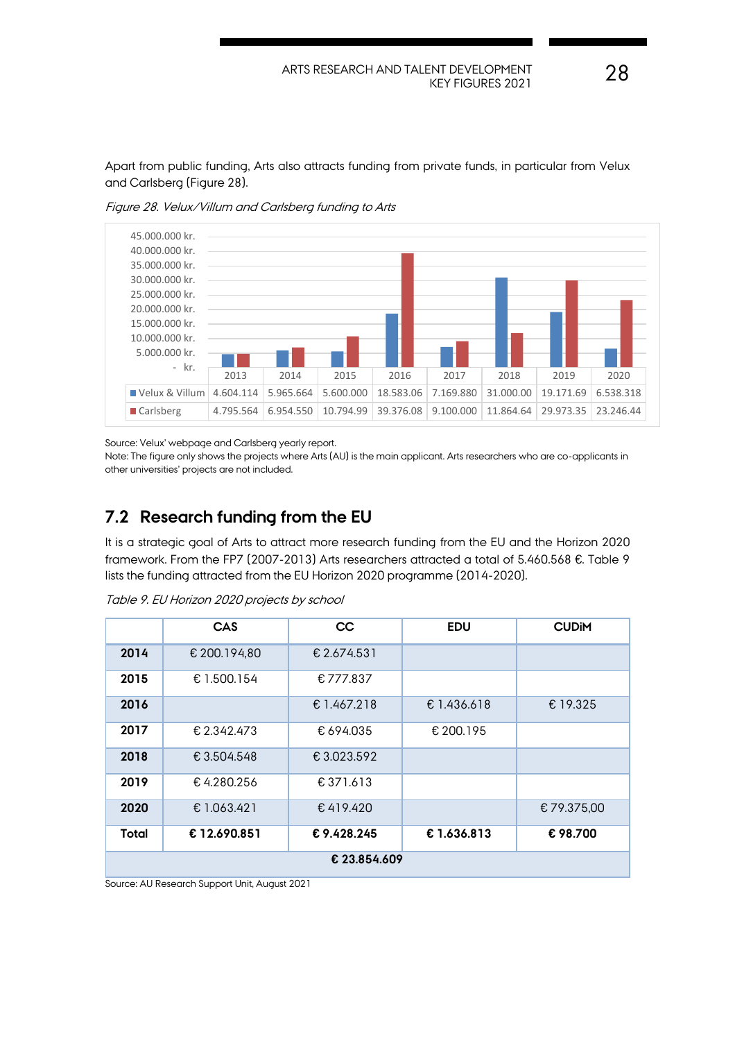Apart from public funding, Arts also attracts funding from private funds, in particular from Velux and Carlsberg (Figure 28).

*Figure 28. Velux/Villum and Carlsberg funding to Arts*

| | 2013 | 2014 | 2015 | 2016 | 2017 | 2018 | 2019 | 2020 |
|---|---|---|---|---|---|---|---|---|
| Velux & Villum | 4.604.114 | 5.965.664 | 5.600.000 | 18.583.06 | 7.169.880 | 31.000.00 | 19.171.69 | 6.538.318 |
| Carlsberg | 4.795.564 | 6.954.550 | 10.794.99 | 39.376.08 | 9.100.000 | 11.864.64 | 29.973.35 | 23.246.44 |

Source: Velux' webpage and Carlsberg yearly report.
Note: The figure only shows the projects where Arts (AU) is the main applicant. Arts researchers who are co-applicants in other universities' projects are not included.

## 7.2 Research funding from the EU

It is a strategic goal of Arts to attract more research funding from the EU and the Horizon 2020 framework. From the FP7 (2007-2013) Arts researchers attracted a total of 5.460.568 €. Table 9 lists the funding attracted from the EU Horizon 2020 programme (2014-2020).

*Table 9. EU Horizon 2020 projects by school*

| | CAS | CC | EDU | CUDiM |
|---|---|---|---|---|
| **2014** | € 200.194,80 | € 2.674.531 | | |
| **2015** | € 1.500.154 | € 777.837 | | |
| **2016** | | € 1.467.218 | € 1.436.618 | € 19.325 |
| **2017** | € 2.342.473 | € 694.035 | € 200.195 | |
| **2018** | € 3.504.548 | € 3.023.592 | | |
| **2019** | € 4.280.256 | € 371.613 | | |
| **2020** | € 1.063.421 | € 419.420 | | € 79.375,00 |
| **Total** | **€ 12.690.851** | **€ 9.428.245** | **€ 1.636.813** | **€ 98.700** |
| **€ 23.854.609** | | | | |

Source: AU Research Support Unit, August 2021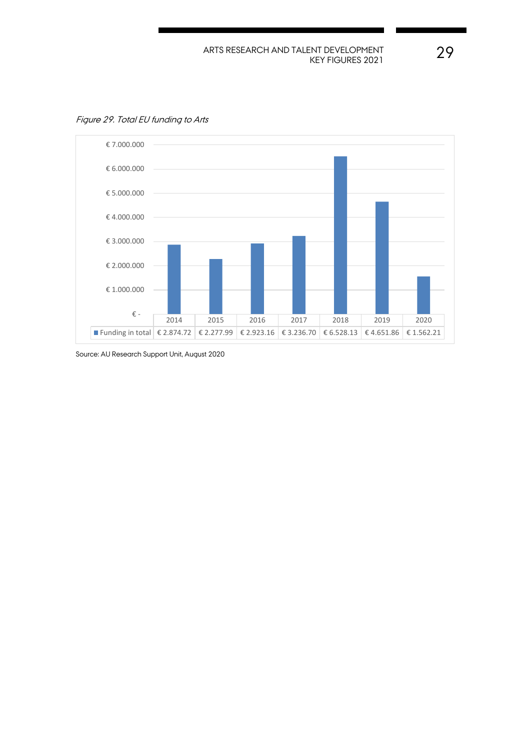*Figure 29. Total EU funding to Arts*

| | 2014 | 2015 | 2016 | 2017 | 2018 | 2019 | 2020 |
|---|---|---|---|---|---|---|---|
| Funding in total | € 2.874.72 | € 2.277.99 | € 2.923.16 | € 3.236.70 | € 6.528.13 | € 4.651.86 | € 1.562.21 |

Source: AU Research Support Unit, August 2020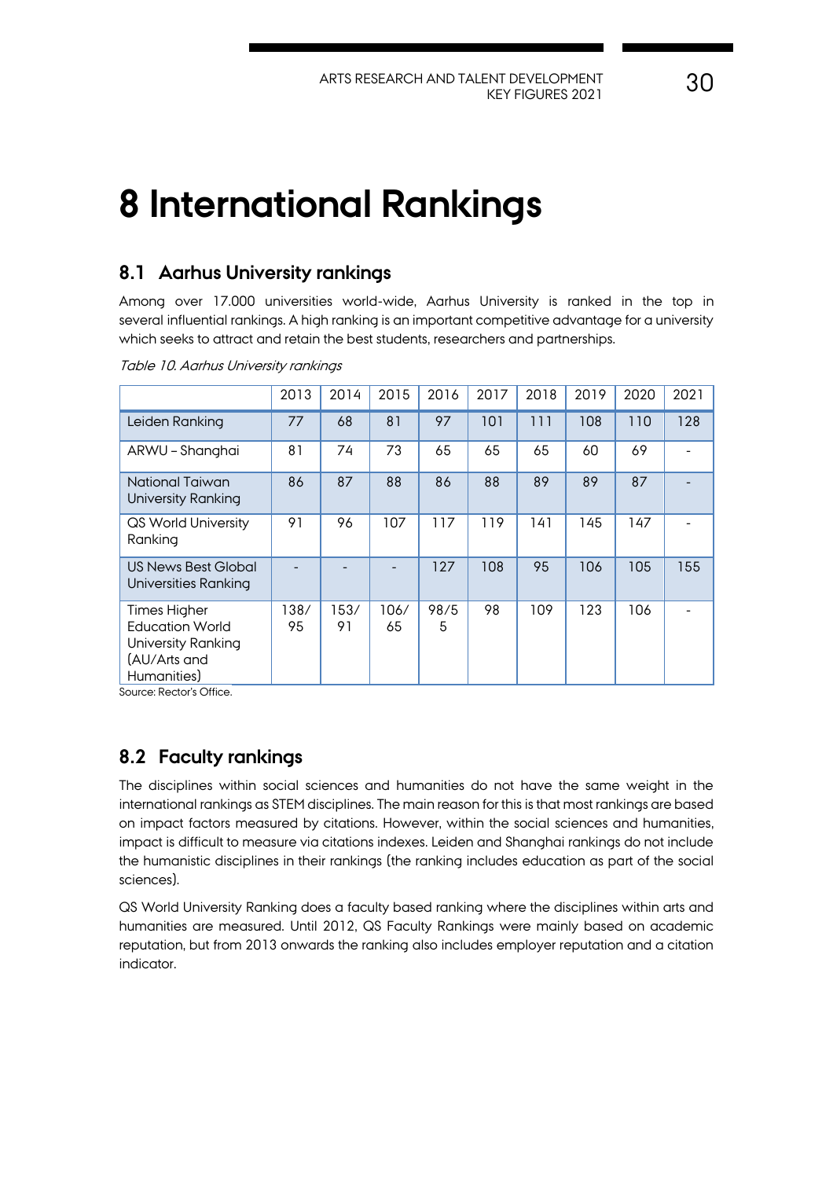# 8 International Rankings

## 8.1 Aarhus University rankings

Among over 17.000 universities world-wide, Aarhus University is ranked in the top in several influential rankings. A high ranking is an important competitive advantage for a university which seeks to attract and retain the best students, researchers and partnerships.

*Table 10. Aarhus University rankings*

| | 2013 | 2014 | 2015 | 2016 | 2017 | 2018 | 2019 | 2020 | 2021 |
|---|---|---|---|---|---|---|---|---|---|
| Leiden Ranking | 77 | 68 | 81 | 97 | 101 | 111 | 108 | 110 | 128 |
| ARWU – Shanghai | 81 | 74 | 73 | 65 | 65 | 65 | 60 | 69 | - |
| National Taiwan University Ranking | 86 | 87 | 88 | 86 | 88 | 89 | 89 | 87 | - |
| QS World University Ranking | 91 | 96 | 107 | 117 | 119 | 141 | 145 | 147 | - |
| US News Best Global Universities Ranking | - | - | - | 127 | 108 | 95 | 106 | 105 | 155 |
| Times Higher Education World University Ranking (AU/Arts and Humanities) | 138/95 | 153/91 | 106/65 | 98/55 | 98 | 109 | 123 | 106 | - |

Source: Rector's Office.

## 8.2 Faculty rankings

The disciplines within social sciences and humanities do not have the same weight in the international rankings as STEM disciplines. The main reason for this is that most rankings are based on impact factors measured by citations. However, within the social sciences and humanities, impact is difficult to measure via citations indexes. Leiden and Shanghai rankings do not include the humanistic disciplines in their rankings (the ranking includes education as part of the social sciences).

QS World University Ranking does a faculty based ranking where the disciplines within arts and humanities are measured. Until 2012, QS Faculty Rankings were mainly based on academic reputation, but from 2013 onwards the ranking also includes employer reputation and a citation indicator.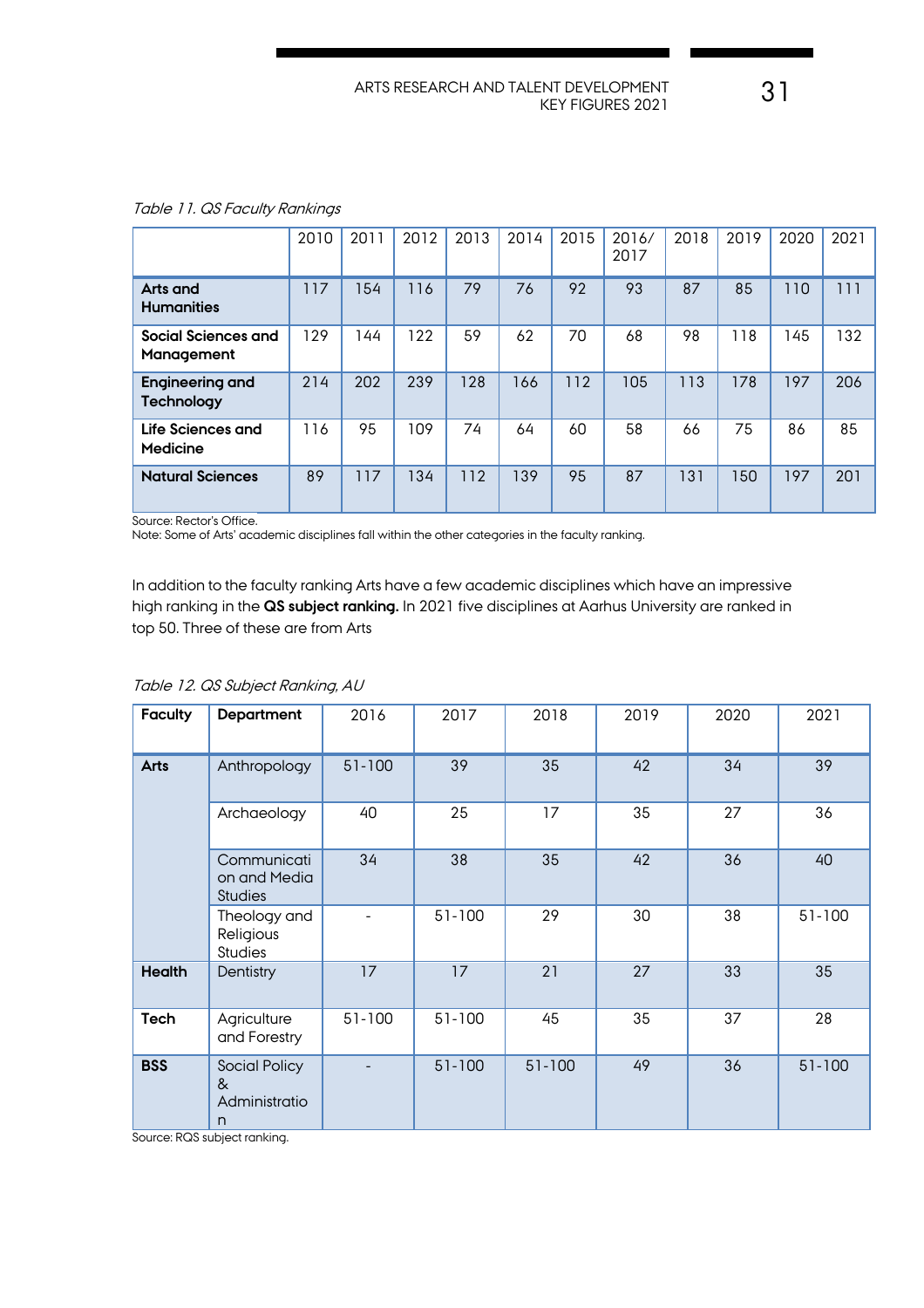*Table 11. QS Faculty Rankings*

| | 2010 | 2011 | 2012 | 2013 | 2014 | 2015 | 2016/ 2017 | 2018 | 2019 | 2020 | 2021 |
|---|---|---|---|---|---|---|---|---|---|---|---|
| **Arts and Humanities** | 117 | 154 | 116 | 79 | 76 | 92 | 93 | 87 | 85 | 110 | 111 |
| **Social Sciences and Management** | 129 | 144 | 122 | 59 | 62 | 70 | 68 | 98 | 118 | 145 | 132 |
| **Engineering and Technology** | 214 | 202 | 239 | 128 | 166 | 112 | 105 | 113 | 178 | 197 | 206 |
| **Life Sciences and Medicine** | 116 | 95 | 109 | 74 | 64 | 60 | 58 | 66 | 75 | 86 | 85 |
| **Natural Sciences** | 89 | 117 | 134 | 112 | 139 | 95 | 87 | 131 | 150 | 197 | 201 |

Source: Rector's Office.
Note: Some of Arts' academic disciplines fall within the other categories in the faculty ranking.

In addition to the faculty ranking Arts have a few academic disciplines which have an impressive high ranking in the **QS subject ranking.** In 2021 five disciplines at Aarhus University are ranked in top 50. Three of these are from Arts

*Table 12. QS Subject Ranking, AU*

| Faculty | Department | 2016 | 2017 | 2018 | 2019 | 2020 | 2021 |
|---|---|---|---|---|---|---|---|
| **Arts** | Anthropology | 51-100 | 39 | 35 | 42 | 34 | 39 |
| | Archaeology | 40 | 25 | 17 | 35 | 27 | 36 |
| | Communication and Media Studies | 34 | 38 | 35 | 42 | 36 | 40 |
| | Theology and Religious Studies | - | 51-100 | 29 | 30 | 38 | 51-100 |
| **Health** | Dentistry | 17 | 17 | 21 | 27 | 33 | 35 |
| **Tech** | Agriculture and Forestry | 51-100 | 51-100 | 45 | 35 | 37 | 28 |
| **BSS** | Social Policy & Administration | - | 51-100 | 51-100 | 49 | 36 | 51-100 |

Source: RQS subject ranking.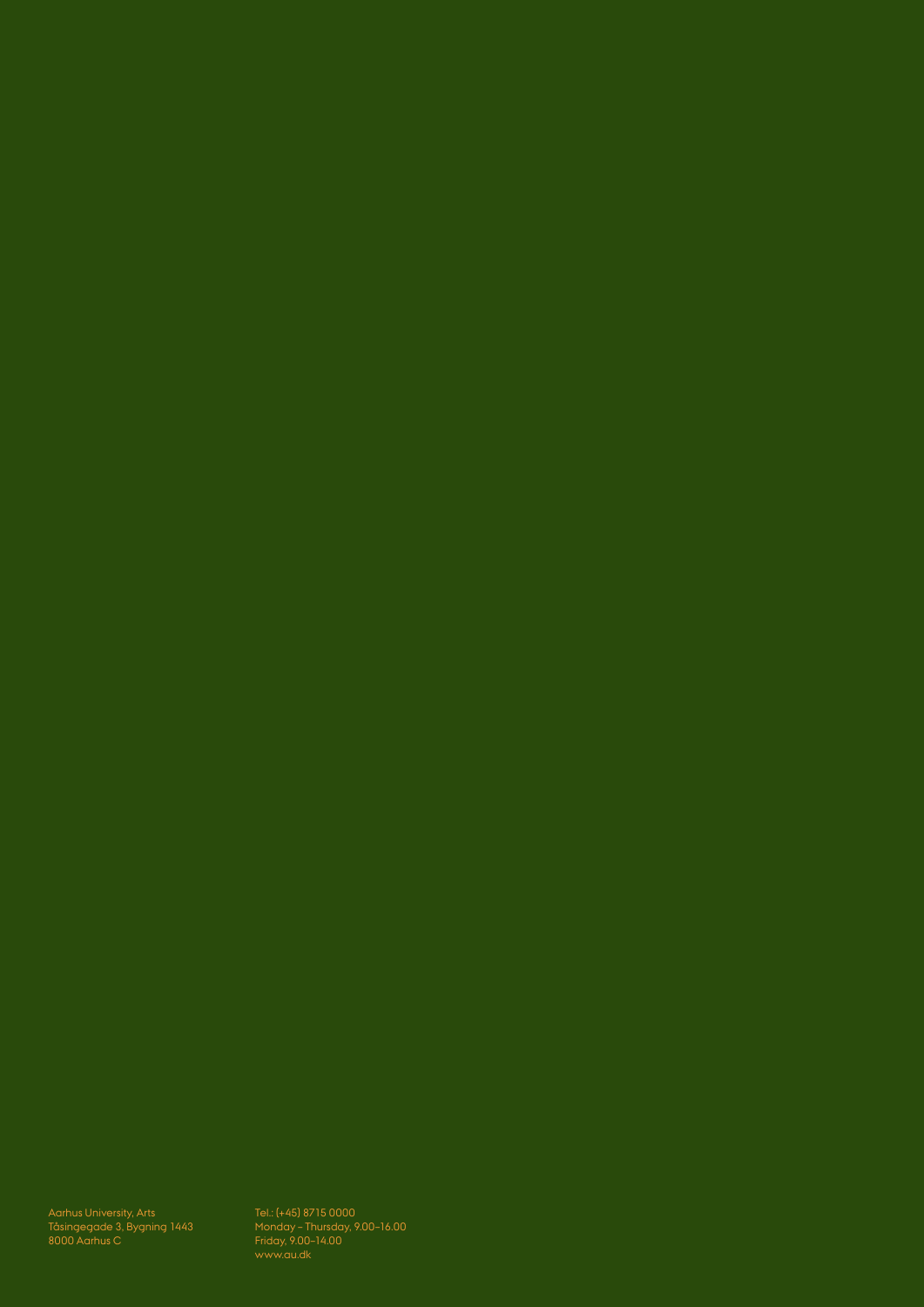Aarhus University, Arts
Tåsingegade 3, Bygning 1443
8000 Aarhus C

Tel.: (+45) 8715 0000
Monday – Thursday, 9.00–16.00
Friday, 9.00–14.00
www.au.dk